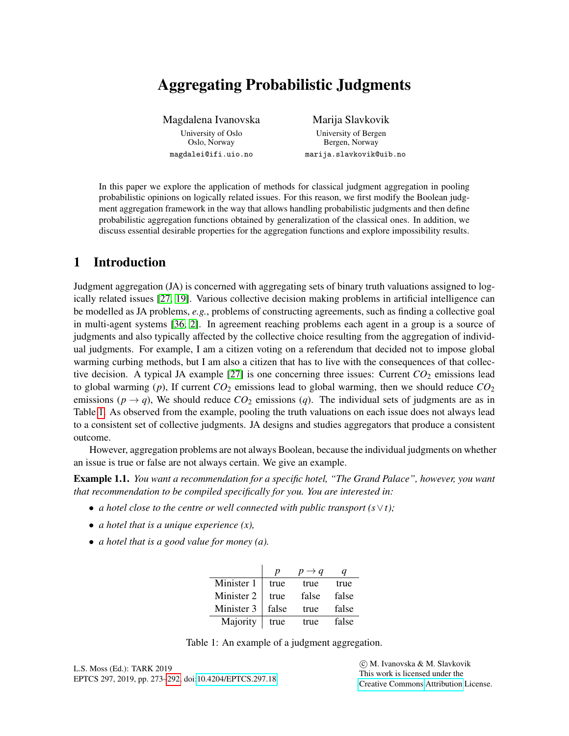# Aggregating Probabilistic Judgments

Magdalena Ivanovska
University of Oslo
Oslo, Norway
magdalei@ifi.uio.no

Marija Slavkovik
University of Bergen
Bergen, Norway
marija.slavkovik@uib.no

In this paper we explore the application of methods for classical judgment aggregation in pooling probabilistic opinions on logically related issues. For this reason, we first modify the Boolean judgment aggregation framework in the way that allows handling probabilistic judgments and then define probabilistic aggregation functions obtained by generalization of the classical ones. In addition, we discuss essential desirable properties for the aggregation functions and explore impossibility results.

## 1 Introduction

Judgment aggregation (JA) is concerned with aggregating sets of binary truth valuations assigned to logically related issues [27, 19]. Various collective decision making problems in artificial intelligence can be modelled as JA problems, *e.g.*, problems of constructing agreements, such as finding a collective goal in multi-agent systems [36, 2]. In agreement reaching problems each agent in a group is a source of judgments and also typically affected by the collective choice resulting from the aggregation of individual judgments. For example, I am a citizen voting on a referendum that decided not to impose global warming curbing methods, but I am also a citizen that has to live with the consequences of that collective decision. A typical JA example [27] is one concerning three issues: Current $CO_2$ emissions lead to global warming ($p$), If current $CO_2$ emissions lead to global warming, then we should reduce $CO_2$ emissions ($p \rightarrow q$), We should reduce $CO_2$ emissions ($q$). The individual sets of judgments are as in Table 1. As observed from the example, pooling the truth valuations on each issue does not always lead to a consistent set of collective judgments. JA designs and studies aggregators that produce a consistent outcome.

However, aggregation problems are not always Boolean, because the individual judgments on whether an issue is true or false are not always certain. We give an example.

**Example 1.1.** *You want a recommendation for a specific hotel, "The Grand Palace", however, you want that recommendation to be compiled specifically for you. You are interested in:*

- *a hotel close to the centre or well connected with public transport ($s \vee t$);*
- *a hotel that is a unique experience ($x$),*
- *a hotel that is a good value for money ($a$).*

| | $p$ | $p \rightarrow q$ | $q$ |
|---|---|---|---|
| Minister 1 | true | true | true |
| Minister 2 | true | false | false |
| Minister 3 | false | true | false |
| Majority | true | true | false |

Table 1: An example of a judgment aggregation.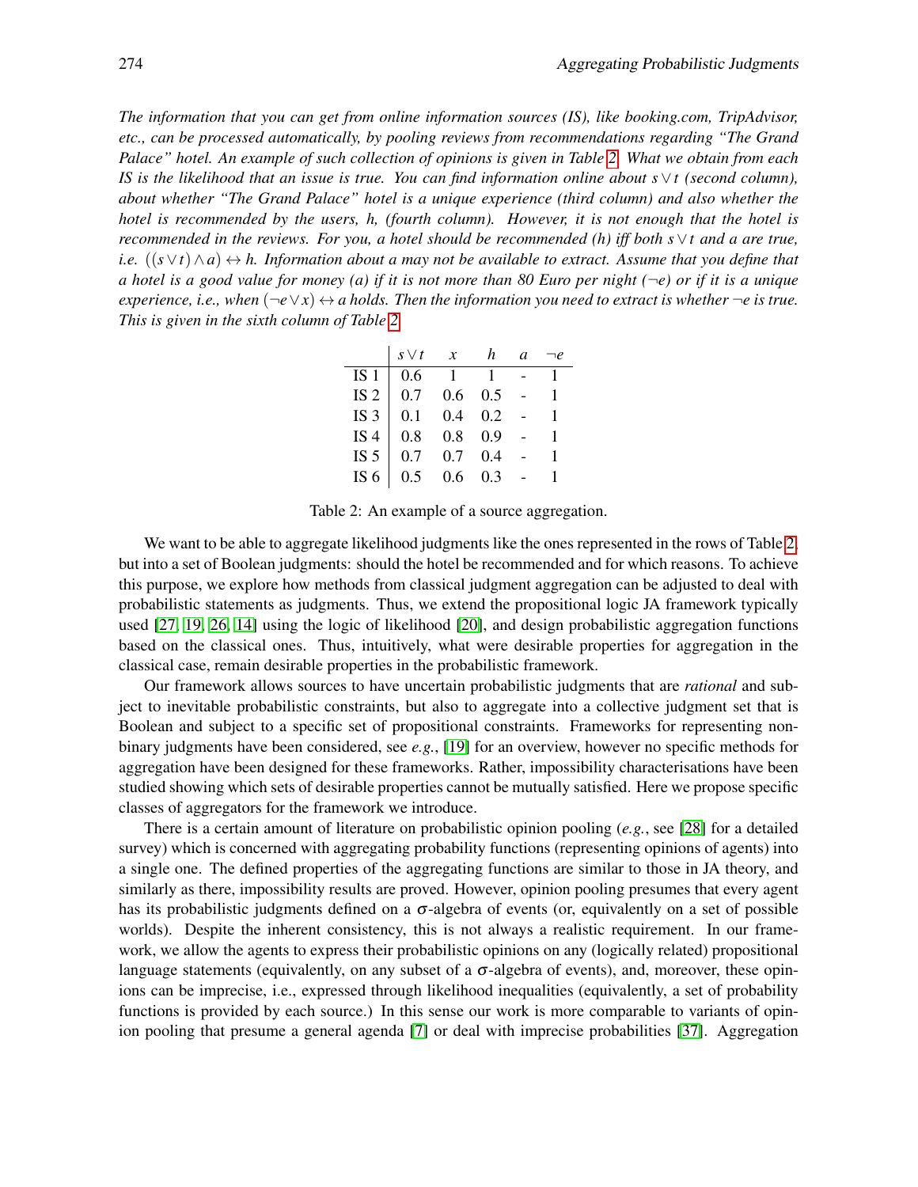*The information that you can get from online information sources (IS), like booking.com, TripAdvisor, etc., can be processed automatically, by pooling reviews from recommendations regarding "The Grand Palace" hotel. An example of such collection of opinions is given in Table 2. What we obtain from each IS is the likelihood that an issue is true. You can find information online about $s \vee t$ (second column), about whether "The Grand Palace" hotel is a unique experience (third column) and also whether the hotel is recommended by the users, $h$, (fourth column). However, it is not enough that the hotel is recommended in the reviews. For you, a hotel should be recommended ($h$) iff both $s \vee t$ and $a$ are true, i.e. $((s \vee t) \wedge a) \leftrightarrow h$. Information about $a$ may not be available to extract. Assume that you define that a hotel is a good value for money ($a$) if it is not more than 80 Euro per night ($\neg e$) or if it is a unique experience, i.e., when $(\neg e \vee x) \leftrightarrow a$ holds. Then the information you need to extract is whether $\neg e$ is true. This is given in the sixth column of Table 2.*

| | $s \vee t$ | $x$ | $h$ | $a$ | $\neg e$ |
|---|---|---|---|---|---|
| IS 1 | 0.6 | 1 | 1 | - | 1 |
| IS 2 | 0.7 | 0.6 | 0.5 | - | 1 |
| IS 3 | 0.1 | 0.4 | 0.2 | - | 1 |
| IS 4 | 0.8 | 0.8 | 0.9 | - | 1 |
| IS 5 | 0.7 | 0.7 | 0.4 | - | 1 |
| IS 6 | 0.5 | 0.6 | 0.3 | - | 1 |

Table 2: An example of a source aggregation.

We want to be able to aggregate likelihood judgments like the ones represented in the rows of Table 2, but into a set of Boolean judgments: should the hotel be recommended and for which reasons. To achieve this purpose, we explore how methods from classical judgment aggregation can be adjusted to deal with probabilistic statements as judgments. Thus, we extend the propositional logic JA framework typically used [27, 19, 26, 14] using the logic of likelihood [20], and design probabilistic aggregation functions based on the classical ones. Thus, intuitively, what were desirable properties for aggregation in the classical case, remain desirable properties in the probabilistic framework.

Our framework allows sources to have uncertain probabilistic judgments that are *rational* and subject to inevitable probabilistic constraints, but also to aggregate into a collective judgment set that is Boolean and subject to a specific set of propositional constraints. Frameworks for representing non-binary judgments have been considered, see *e.g.*, [19] for an overview, however no specific methods for aggregation have been designed for these frameworks. Rather, impossibility characterisations have been studied showing which sets of desirable properties cannot be mutually satisfied. Here we propose specific classes of aggregators for the framework we introduce.

There is a certain amount of literature on probabilistic opinion pooling (*e.g.*, see [28] for a detailed survey) which is concerned with aggregating probability functions (representing opinions of agents) into a single one. The defined properties of the aggregating functions are similar to those in JA theory, and similarly as there, impossibility results are proved. However, opinion pooling presumes that every agent has its probabilistic judgments defined on a $\sigma$-algebra of events (or, equivalently on a set of possible worlds). Despite the inherent consistency, this is not always a realistic requirement. In our framework, we allow the agents to express their probabilistic opinions on any (logically related) propositional language statements (equivalently, on any subset of a $\sigma$-algebra of events), and, moreover, these opinions can be imprecise, i.e., expressed through likelihood inequalities (equivalently, a set of probability functions is provided by each source.) In this sense our work is more comparable to variants of opinion pooling that presume a general agenda [7] or deal with imprecise probabilities [37]. Aggregation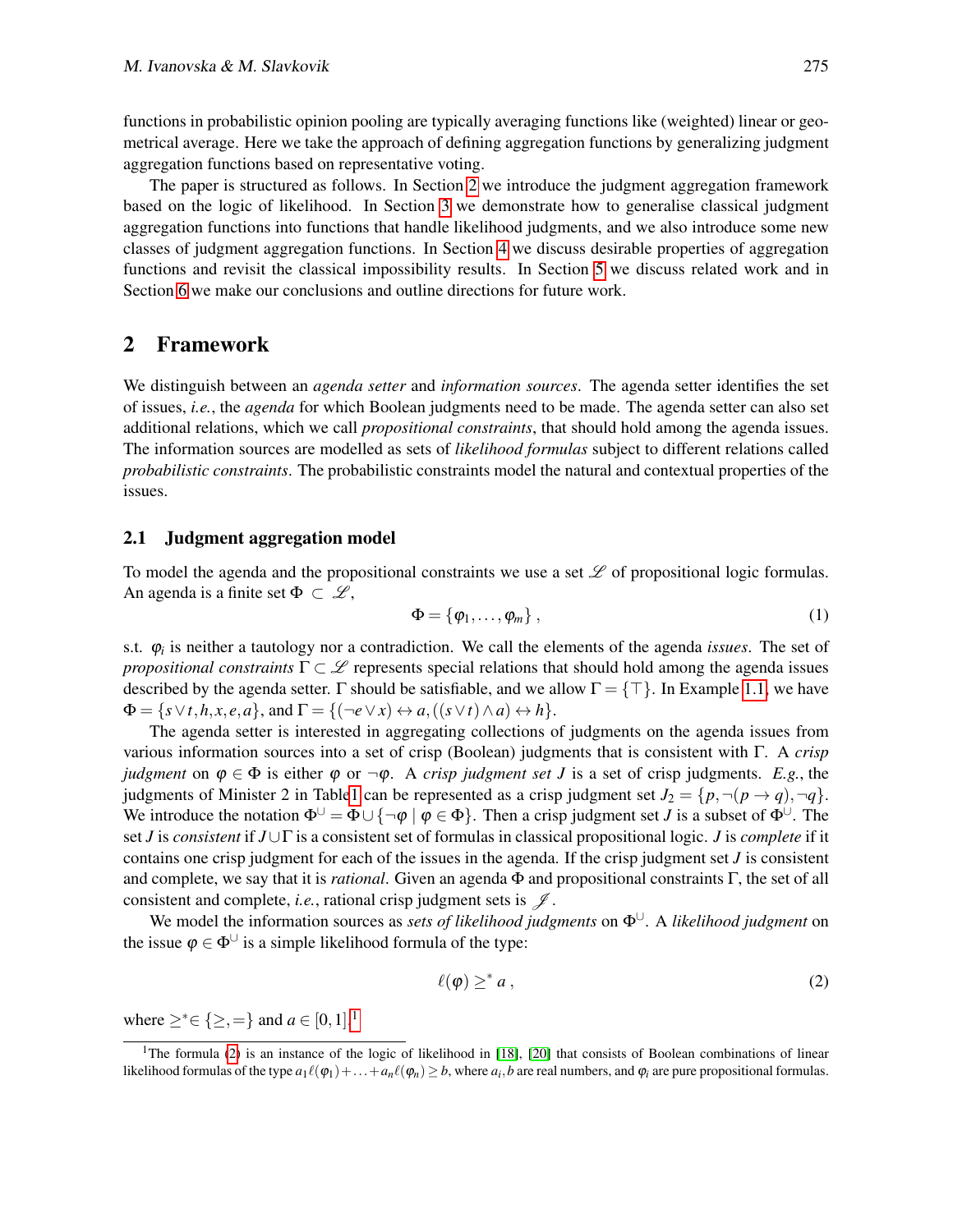functions in probabilistic opinion pooling are typically averaging functions like (weighted) linear or geometrical average. Here we take the approach of defining aggregation functions by generalizing judgment aggregation functions based on representative voting.

The paper is structured as follows. In Section 2 we introduce the judgment aggregation framework based on the logic of likelihood. In Section 3 we demonstrate how to generalise classical judgment aggregation functions into functions that handle likelihood judgments, and we also introduce some new classes of judgment aggregation functions. In Section 4 we discuss desirable properties of aggregation functions and revisit the classical impossibility results. In Section 5 we discuss related work and in Section 6 we make our conclusions and outline directions for future work.

## 2 Framework

We distinguish between an *agenda setter* and *information sources*. The agenda setter identifies the set of issues, *i.e.*, the *agenda* for which Boolean judgments need to be made. The agenda setter can also set additional relations, which we call *propositional constraints*, that should hold among the agenda issues. The information sources are modelled as sets of *likelihood formulas* subject to different relations called *probabilistic constraints*. The probabilistic constraints model the natural and contextual properties of the issues.

### 2.1 Judgment aggregation model

To model the agenda and the propositional constraints we use a set $\mathscr{L}$ of propositional logic formulas. An agenda is a finite set $\Phi \subset \mathscr{L}$,

$$\Phi = \{\varphi_1, \ldots, \varphi_m\}, \tag{1}$$

s.t. $\varphi_i$ is neither a tautology nor a contradiction. We call the elements of the agenda *issues*. The set of *propositional constraints* $\Gamma \subset \mathscr{L}$ represents special relations that should hold among the agenda issues described by the agenda setter. $\Gamma$ should be satisfiable, and we allow $\Gamma = \{\top\}$. In Example 1.1, we have $\Phi = \{s \vee t, h, x, e, a\}$, and $\Gamma = \{(\neg e \vee x) \leftrightarrow a, ((s \vee t) \wedge a) \leftrightarrow h\}$.

The agenda setter is interested in aggregating collections of judgments on the agenda issues from various information sources into a set of crisp (Boolean) judgments that is consistent with $\Gamma$. A *crisp judgment* on $\varphi \in \Phi$ is either $\varphi$ or $\neg\varphi$. A *crisp judgment set* $J$ is a set of crisp judgments. *E.g.*, the judgments of Minister 2 in Table 1 can be represented as a crisp judgment set $J_2 = \{p, \neg(p \to q), \neg q\}$. We introduce the notation $\Phi^{\cup} = \Phi \cup \{\neg\varphi \mid \varphi \in \Phi\}$. Then a crisp judgment set $J$ is a subset of $\Phi^{\cup}$. The set $J$ is *consistent* if $J \cup \Gamma$ is a consistent set of formulas in classical propositional logic. $J$ is *complete* if it contains one crisp judgment for each of the issues in the agenda. If the crisp judgment set $J$ is consistent and complete, we say that it is *rational*. Given an agenda $\Phi$ and propositional constraints $\Gamma$, the set of all consistent and complete, *i.e.*, rational crisp judgment sets is $\mathscr{J}$.

We model the information sources as *sets of likelihood judgments* on $\Phi^{\cup}$. A *likelihood judgment* on the issue $\varphi \in \Phi^{\cup}$ is a simple likelihood formula of the type:

$$\ell(\varphi) \geq^* a, \tag{2}$$

where $\geq^* \in \{\geq, =\}$ and $a \in [0,1]$.[1]

[1] The formula (2) is an instance of the logic of likelihood in [18], [20] that consists of Boolean combinations of linear likelihood formulas of the type $a_1\ell(\varphi_1) + \ldots + a_n\ell(\varphi_n) \geq b$, where $a_i, b$ are real numbers, and $\varphi_i$ are pure propositional formulas.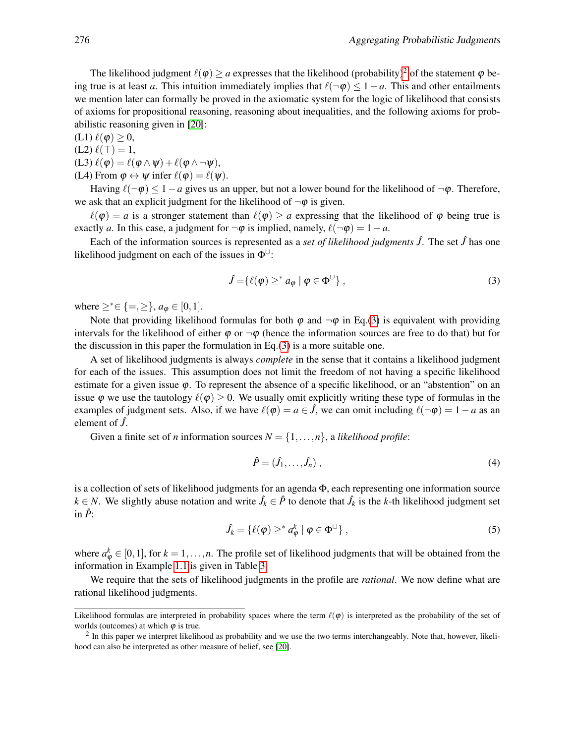The likelihood judgment $\ell(\varphi) \geq a$ expresses that the likelihood (probability)[2] of the statement $\varphi$ being true is at least $a$. This intuition immediately implies that $\ell(\neg\varphi) \leq 1-a$. This and other entailments we mention later can formally be proved in the axiomatic system for the logic of likelihood that consists of axioms for propositional reasoning, reasoning about inequalities, and the following axioms for probabilistic reasoning given in [20]:

(L1) $\ell(\varphi) \geq 0$,

(L2) $\ell(\top) = 1$,

(L3) $\ell(\varphi) = \ell(\varphi \wedge \psi) + \ell(\varphi \wedge \neg\psi)$,

(L4) From $\varphi \leftrightarrow \psi$ infer $\ell(\varphi) = \ell(\psi)$.

Having $\ell(\neg\varphi) \leq 1-a$ gives us an upper, but not a lower bound for the likelihood of $\neg\varphi$. Therefore, we ask that an explicit judgment for the likelihood of $\neg\varphi$ is given.

$\ell(\varphi) = a$ is a stronger statement than $\ell(\varphi) \geq a$ expressing that the likelihood of $\varphi$ being true is exactly $a$. In this case, a judgment for $\neg\varphi$ is implied, namely, $\ell(\neg\varphi) = 1-a$.

Each of the information sources is represented as a *set of likelihood judgments* $\hat{J}$. The set $\hat{J}$ has one likelihood judgment on each of the issues in $\Phi^{\cup}$:

$$\hat{J} = \{\ell(\varphi) \geq^{*} a_{\varphi} \mid \varphi \in \Phi^{\cup}\}, \tag{3}$$

where $\geq^{*} \in \{=, \geq\}$, $a_{\varphi} \in [0,1]$.

Note that providing likelihood formulas for both $\varphi$ and $\neg\varphi$ in Eq.(3) is equivalent with providing intervals for the likelihood of either $\varphi$ or $\neg\varphi$ (hence the information sources are free to do that) but for the discussion in this paper the formulation in Eq.(3) is a more suitable one.

A set of likelihood judgments is always *complete* in the sense that it contains a likelihood judgment for each of the issues. This assumption does not limit the freedom of not having a specific likelihood estimate for a given issue $\varphi$. To represent the absence of a specific likelihood, or an "abstention" on an issue $\varphi$ we use the tautology $\ell(\varphi) \geq 0$. We usually omit explicitly writing these type of formulas in the examples of judgment sets. Also, if we have $\ell(\varphi) = a \in \hat{J}$, we can omit including $\ell(\neg\varphi) = 1-a$ as an element of $\hat{J}$.

Given a finite set of $n$ information sources $N = \{1, \ldots, n\}$, a *likelihood profile*:

$$\hat{P} = (\hat{J}_1, \ldots, \hat{J}_n), \tag{4}$$

is a collection of sets of likelihood judgments for an agenda $\Phi$, each representing one information source $k \in N$. We slightly abuse notation and write $\hat{J}_k \in \hat{P}$ to denote that $\hat{J}_k$ is the $k$-th likelihood judgment set in $\hat{P}$:

$$\hat{J}_k = \{\ell(\varphi) \geq^{*} a^{k}_{\varphi} \mid \varphi \in \Phi^{\cup}\}, \tag{5}$$

where $a^{k}_{\varphi} \in [0,1]$, for $k = 1, \ldots, n$. The profile set of likelihood judgments that will be obtained from the information in Example 1.1 is given in Table 3.

We require that the sets of likelihood judgments in the profile are *rational*. We now define what are rational likelihood judgments.

Likelihood formulas are interpreted in probability spaces where the term $\ell(\varphi)$ is interpreted as the probability of the set of worlds (outcomes) at which $\varphi$ is true.

[2] In this paper we interpret likelihood as probability and we use the two terms interchangeably. Note that, however, likelihood can also be interpreted as other measure of belief, see [20].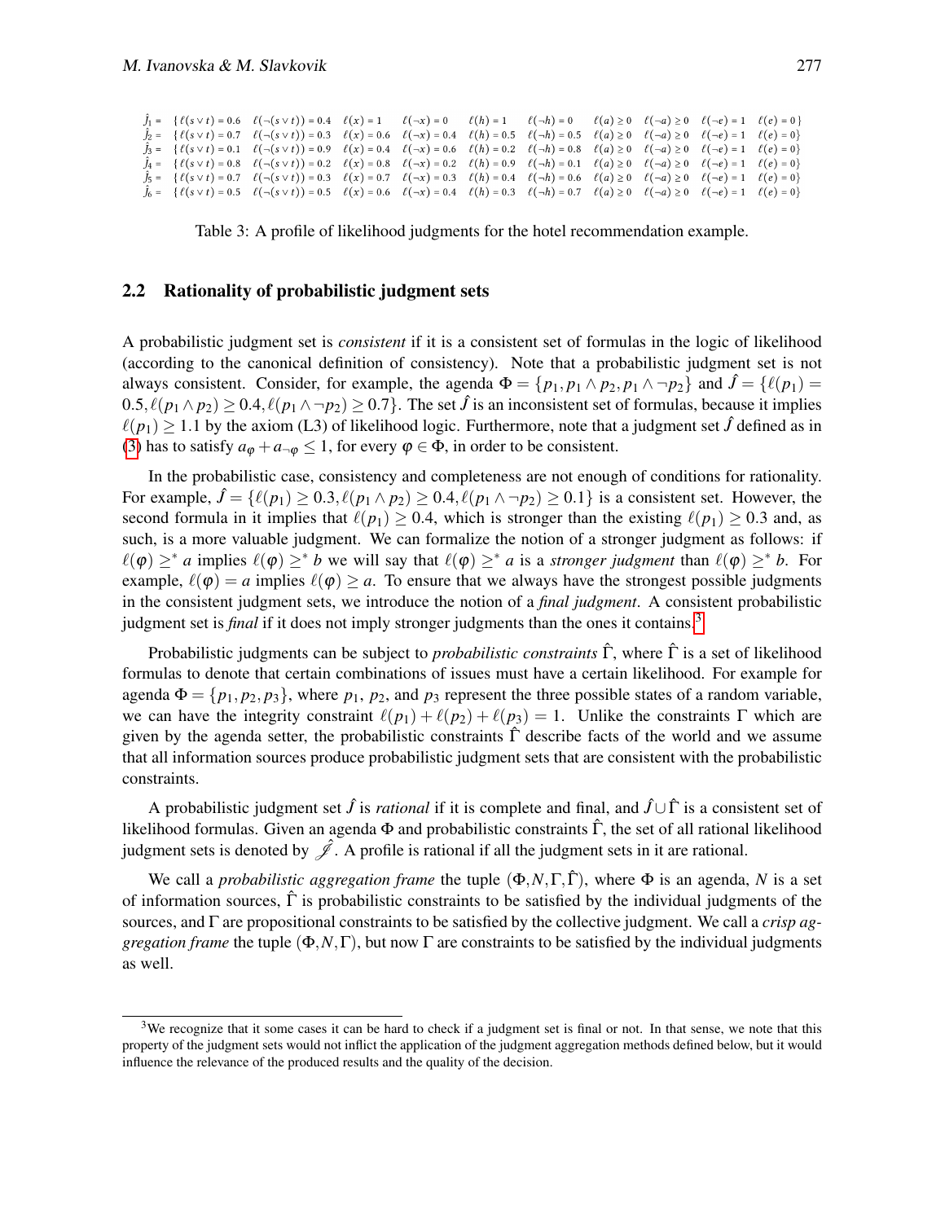| | | | | | | | | | | |
|---|---|---|---|---|---|---|---|---|---|---|
| $\hat{J}_1 =$ | $\{\ell(s\vee t)=0.6$ | $\ell(\neg(s\vee t))=0.4$ | $\ell(x)=1$ | $\ell(\neg x)=0$ | $\ell(h)=1$ | $\ell(\neg h)=0$ | $\ell(a)\geq 0$ | $\ell(\neg a)\geq 0$ | $\ell(\neg e)=1$ | $\ell(e)=0\}$ |
| $\hat{J}_2 =$ | $\{\ell(s\vee t)=0.7$ | $\ell(\neg(s\vee t))=0.3$ | $\ell(x)=0.6$ | $\ell(\neg x)=0.4$ | $\ell(h)=0.5$ | $\ell(\neg h)=0.5$ | $\ell(a)\geq 0$ | $\ell(\neg a)\geq 0$ | $\ell(\neg e)=1$ | $\ell(e)=0\}$ |
| $\hat{J}_3 =$ | $\{\ell(s\vee t)=0.1$ | $\ell(\neg(s\vee t))=0.9$ | $\ell(x)=0.4$ | $\ell(\neg x)=0.6$ | $\ell(h)=0.2$ | $\ell(\neg h)=0.8$ | $\ell(a)\geq 0$ | $\ell(\neg a)\geq 0$ | $\ell(\neg e)=1$ | $\ell(e)=0\}$ |
| $\hat{J}_4 =$ | $\{\ell(s\vee t)=0.8$ | $\ell(\neg(s\vee t))=0.2$ | $\ell(x)=0.8$ | $\ell(\neg x)=0.2$ | $\ell(h)=0.9$ | $\ell(\neg h)=0.1$ | $\ell(a)\geq 0$ | $\ell(\neg a)\geq 0$ | $\ell(\neg e)=1$ | $\ell(e)=0\}$ |
| $\hat{J}_5 =$ | $\{\ell(s\vee t)=0.7$ | $\ell(\neg(s\vee t))=0.3$ | $\ell(x)=0.7$ | $\ell(\neg x)=0.3$ | $\ell(h)=0.4$ | $\ell(\neg h)=0.6$ | $\ell(a)\geq 0$ | $\ell(\neg a)\geq 0$ | $\ell(\neg e)=1$ | $\ell(e)=0\}$ |
| $\hat{J}_6 =$ | $\{\ell(s\vee t)=0.5$ | $\ell(\neg(s\vee t))=0.5$ | $\ell(x)=0.6$ | $\ell(\neg x)=0.4$ | $\ell(h)=0.3$ | $\ell(\neg h)=0.7$ | $\ell(a)\geq 0$ | $\ell(\neg a)\geq 0$ | $\ell(\neg e)=1$ | $\ell(e)=0\}$ |

Table 3: A profile of likelihood judgments for the hotel recommendation example.

## 2.2 Rationality of probabilistic judgment sets

A probabilistic judgment set is *consistent* if it is a consistent set of formulas in the logic of likelihood (according to the canonical definition of consistency). Note that a probabilistic judgment set is not always consistent. Consider, for example, the agenda $\Phi = \{p_1, p_1 \wedge p_2, p_1 \wedge \neg p_2\}$ and $\hat{J} = \{\ell(p_1) = 0.5, \ell(p_1 \wedge p_2) \geq 0.4, \ell(p_1 \wedge \neg p_2) \geq 0.7\}$. The set $\hat{J}$ is an inconsistent set of formulas, because it implies $\ell(p_1) \geq 1.1$ by the axiom (L3) of likelihood logic. Furthermore, note that a judgment set $\hat{J}$ defined as in (3) has to satisfy $a_\varphi + a_{\neg\varphi} \leq 1$, for every $\varphi \in \Phi$, in order to be consistent.

In the probabilistic case, consistency and completeness are not enough of conditions for rationality. For example, $\hat{J} = \{\ell(p_1) \geq 0.3, \ell(p_1 \wedge p_2) \geq 0.4, \ell(p_1 \wedge \neg p_2) \geq 0.1\}$ is a consistent set. However, the second formula in it implies that $\ell(p_1) \geq 0.4$, which is stronger than the existing $\ell(p_1) \geq 0.3$ and, as such, is a more valuable judgment. We can formalize the notion of a stronger judgment as follows: if $\ell(\varphi) \geq^* a$ implies $\ell(\varphi) \geq^* b$ we will say that $\ell(\varphi) \geq^* a$ is a *stronger judgment* than $\ell(\varphi) \geq^* b$. For example, $\ell(\varphi) = a$ implies $\ell(\varphi) \geq a$. To ensure that we always have the strongest possible judgments in the consistent judgment sets, we introduce the notion of a *final judgment*. A consistent probabilistic judgment set is *final* if it does not imply stronger judgments than the ones it contains.[3]

Probabilistic judgments can be subject to *probabilistic constraints* $\hat{\Gamma}$, where $\hat{\Gamma}$ is a set of likelihood formulas to denote that certain combinations of issues must have a certain likelihood. For example for agenda $\Phi = \{p_1, p_2, p_3\}$, where $p_1$, $p_2$, and $p_3$ represent the three possible states of a random variable, we can have the integrity constraint $\ell(p_1) + \ell(p_2) + \ell(p_3) = 1$. Unlike the constraints $\Gamma$ which are given by the agenda setter, the probabilistic constraints $\hat{\Gamma}$ describe facts of the world and we assume that all information sources produce probabilistic judgment sets that are consistent with the probabilistic constraints.

A probabilistic judgment set $\hat{J}$ is *rational* if it is complete and final, and $\hat{J} \cup \hat{\Gamma}$ is a consistent set of likelihood formulas. Given an agenda $\Phi$ and probabilistic constraints $\hat{\Gamma}$, the set of all rational likelihood judgment sets is denoted by $\hat{\mathscr{J}}$. A profile is rational if all the judgment sets in it are rational.

We call a *probabilistic aggregation frame* the tuple $(\Phi, N, \Gamma, \hat{\Gamma})$, where $\Phi$ is an agenda, $N$ is a set of information sources, $\hat{\Gamma}$ is probabilistic constraints to be satisfied by the individual judgments of the sources, and $\Gamma$ are propositional constraints to be satisfied by the collective judgment. We call a *crisp aggregation frame* the tuple $(\Phi, N, \Gamma)$, but now $\Gamma$ are constraints to be satisfied by the individual judgments as well.

[3] We recognize that it some cases it can be hard to check if a judgment set is final or not. In that sense, we note that this property of the judgment sets would not inflict the application of the judgment aggregation methods defined below, but it would influence the relevance of the produced results and the quality of the decision.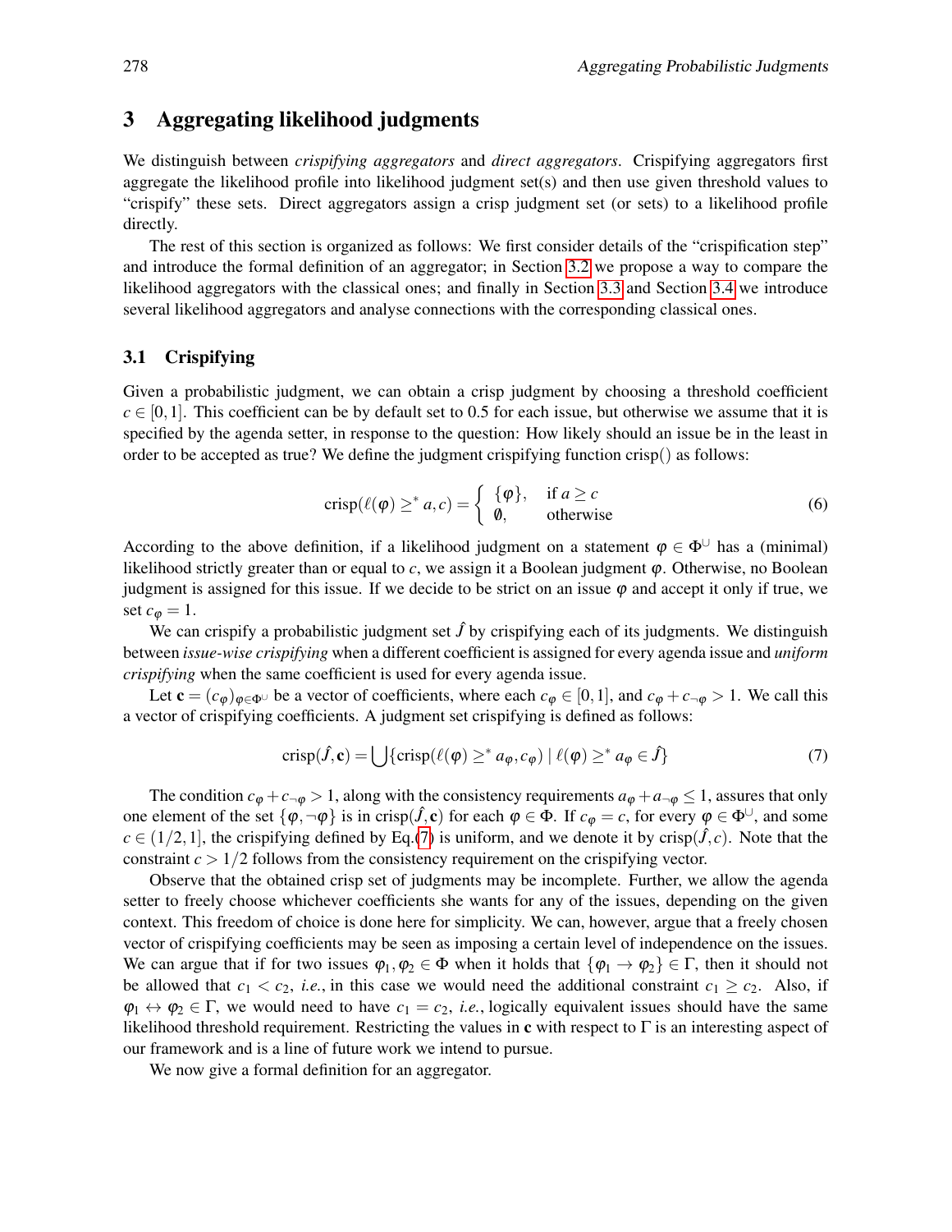## 3 Aggregating likelihood judgments

We distinguish between *crispifying aggregators* and *direct aggregators*. Crispifying aggregators first aggregate the likelihood profile into likelihood judgment set(s) and then use given threshold values to "crispify" these sets. Direct aggregators assign a crisp judgment set (or sets) to a likelihood profile directly.

The rest of this section is organized as follows: We first consider details of the "crispification step" and introduce the formal definition of an aggregator; in Section 3.2 we propose a way to compare the likelihood aggregators with the classical ones; and finally in Section 3.3 and Section 3.4 we introduce several likelihood aggregators and analyse connections with the corresponding classical ones.

### 3.1 Crispifying

Given a probabilistic judgment, we can obtain a crisp judgment by choosing a threshold coefficient $c \in [0,1]$. This coefficient can be by default set to 0.5 for each issue, but otherwise we assume that it is specified by the agenda setter, in response to the question: How likely should an issue be in the least in order to be accepted as true? We define the judgment crispifying function crisp() as follows:

$$\text{crisp}(\ell(\varphi) \geq^* a, c) = \begin{cases} \{\varphi\}, & \text{if } a \geq c \\ \emptyset, & \text{otherwise} \end{cases} \tag{6}$$

According to the above definition, if a likelihood judgment on a statement $\varphi \in \Phi^{\cup}$ has a (minimal) likelihood strictly greater than or equal to $c$, we assign it a Boolean judgment $\varphi$. Otherwise, no Boolean judgment is assigned for this issue. If we decide to be strict on an issue $\varphi$ and accept it only if true, we set $c_\varphi = 1$.

We can crispify a probabilistic judgment set $\hat{J}$ by crispifying each of its judgments. We distinguish between *issue-wise crispifying* when a different coefficient is assigned for every agenda issue and *uniform crispifying* when the same coefficient is used for every agenda issue.

Let $\mathbf{c} = (c_\varphi)_{\varphi \in \Phi^{\cup}}$ be a vector of coefficients, where each $c_\varphi \in [0,1]$, and $c_\varphi + c_{\neg\varphi} > 1$. We call this a vector of crispifying coefficients. A judgment set crispifying is defined as follows:

$$\text{crisp}(\hat{J}, \mathbf{c}) = \bigcup \{\text{crisp}(\ell(\varphi) \geq^* a_\varphi, c_\varphi) \mid \ell(\varphi) \geq^* a_\varphi \in \hat{J}\} \tag{7}$$

The condition $c_\varphi + c_{\neg\varphi} > 1$, along with the consistency requirements $a_\varphi + a_{\neg\varphi} \leq 1$, assures that only one element of the set $\{\varphi, \neg\varphi\}$ is in $\text{crisp}(\hat{J}, \mathbf{c})$ for each $\varphi \in \Phi$. If $c_\varphi = c$, for every $\varphi \in \Phi^{\cup}$, and some $c \in (1/2, 1]$, the crispifying defined by Eq.(7) is uniform, and we denote it by $\text{crisp}(\hat{J}, c)$. Note that the constraint $c > 1/2$ follows from the consistency requirement on the crispifying vector.

Observe that the obtained crisp set of judgments may be incomplete. Further, we allow the agenda setter to freely choose whichever coefficients she wants for any of the issues, depending on the given context. This freedom of choice is done here for simplicity. We can, however, argue that a freely chosen vector of crispifying coefficients may be seen as imposing a certain level of independence on the issues. We can argue that if for two issues $\varphi_1, \varphi_2 \in \Phi$ when it holds that $\{\varphi_1 \rightarrow \varphi_2\} \in \Gamma$, then it should not be allowed that $c_1 < c_2$, *i.e.*, in this case we would need the additional constraint $c_1 \geq c_2$. Also, if $\varphi_1 \leftrightarrow \varphi_2 \in \Gamma$, we would need to have $c_1 = c_2$, *i.e.*, logically equivalent issues should have the same likelihood threshold requirement. Restricting the values in $\mathbf{c}$ with respect to $\Gamma$ is an interesting aspect of our framework and is a line of future work we intend to pursue.

We now give a formal definition for an aggregator.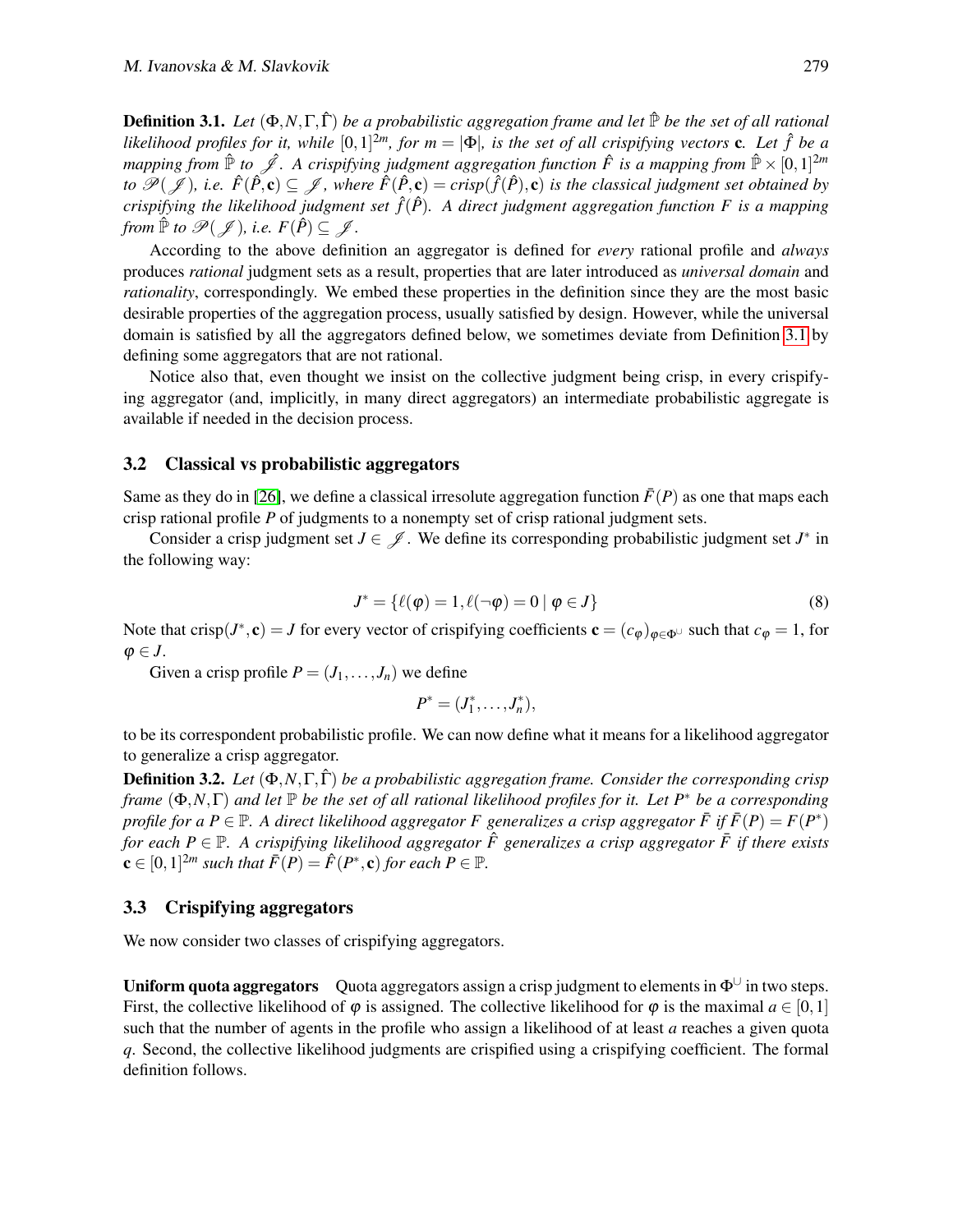**Definition 3.1.** *Let $(\Phi, N, \Gamma, \hat{\Gamma})$ be a probabilistic aggregation frame and let $\hat{\mathbb{P}}$ be the set of all rational likelihood profiles for it, while $[0,1]^{2m}$, for $m = |\Phi|$, is the set of all crispifying vectors $\mathbf{c}$. Let $\hat{f}$ be a mapping from $\hat{\mathbb{P}}$ to $\hat{\mathscr{J}}$. A crispifying judgment aggregation function $\hat{F}$ is a mapping from $\hat{\mathbb{P}} \times [0,1]^{2m}$ to $\mathscr{P}(\mathscr{J})$, i.e. $\hat{F}(\hat{P}, \mathbf{c}) \subseteq \mathscr{J}$, where $\hat{F}(\hat{P}, \mathbf{c}) = crisp(\hat{f}(\hat{P}), \mathbf{c})$ is the classical judgment set obtained by crispifying the likelihood judgment set $\hat{f}(\hat{P})$. A direct judgment aggregation function $F$ is a mapping from $\hat{\mathbb{P}}$ to $\mathscr{P}(\mathscr{J})$, i.e. $F(\hat{P}) \subseteq \mathscr{J}$.*

According to the above definition an aggregator is defined for *every* rational profile and *always* produces *rational* judgment sets as a result, properties that are later introduced as *universal domain* and *rationality*, correspondingly. We embed these properties in the definition since they are the most basic desirable properties of the aggregation process, usually satisfied by design. However, while the universal domain is satisfied by all the aggregators defined below, we sometimes deviate from Definition 3.1 by defining some aggregators that are not rational.

Notice also that, even thought we insist on the collective judgment being crisp, in every crispifying aggregator (and, implicitly, in many direct aggregators) an intermediate probabilistic aggregate is available if needed in the decision process.

## 3.2 Classical vs probabilistic aggregators

Same as they do in [26], we define a classical irresolute aggregation function $\bar{F}(P)$ as one that maps each crisp rational profile $P$ of judgments to a nonempty set of crisp rational judgment sets.

Consider a crisp judgment set $J \in \mathscr{J}$. We define its corresponding probabilistic judgment set $J^*$ in the following way:

$$J^* = \{\ell(\varphi) = 1, \ell(\neg\varphi) = 0 \mid \varphi \in J\} \tag{8}$$

Note that $\text{crisp}(J^*, \mathbf{c}) = J$ for every vector of crispifying coefficients $\mathbf{c} = (c_\varphi)_{\varphi \in \Phi^\cup}$ such that $c_\varphi = 1$, for $\varphi \in J$.

Given a crisp profile $P = (J_1, \dots, J_n)$ we define

$$P^* = (J_1^*, \dots, J_n^*),$$

to be its correspondent probabilistic profile. We can now define what it means for a likelihood aggregator to generalize a crisp aggregator.

**Definition 3.2.** *Let $(\Phi, N, \Gamma, \hat{\Gamma})$ be a probabilistic aggregation frame. Consider the corresponding crisp frame $(\Phi, N, \Gamma)$ and let $\mathbb{P}$ be the set of all rational likelihood profiles for it. Let $P^*$ be a corresponding profile for a $P \in \mathbb{P}$. A direct likelihood aggregator $F$ generalizes a crisp aggregator $\bar{F}$ if $\bar{F}(P) = F(P^*)$ for each $P \in \mathbb{P}$. A crispifying likelihood aggregator $\hat{F}$ generalizes a crisp aggregator $\bar{F}$ if there exists $\mathbf{c} \in [0,1]^{2m}$ such that $\bar{F}(P) = \hat{F}(P^*, \mathbf{c})$ for each $P \in \mathbb{P}$.*

## 3.3 Crispifying aggregators

We now consider two classes of crispifying aggregators.

**Uniform quota aggregators** Quota aggregators assign a crisp judgment to elements in $\Phi^\cup$ in two steps. First, the collective likelihood of $\varphi$ is assigned. The collective likelihood for $\varphi$ is the maximal $a \in [0,1]$ such that the number of agents in the profile who assign a likelihood of at least $a$ reaches a given quota $q$. Second, the collective likelihood judgments are crispified using a crispifying coefficient. The formal definition follows.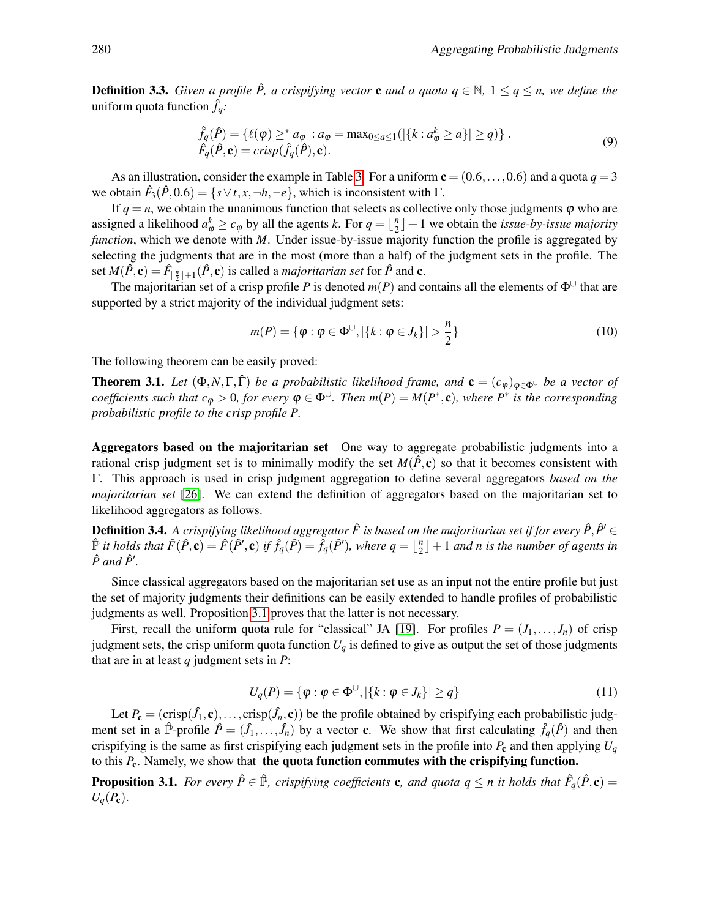**Definition 3.3.** *Given a profile $\hat{P}$, a crispifying vector* $\mathbf{c}$ *and a quota $q \in \mathbb{N}$, $1 \leq q \leq n$, we define the* uniform quota function $\hat{f}_q$*:*

$$\begin{aligned} &\hat{f}_q(\hat{P}) = \{\ell(\varphi) \geq^* a_\varphi \; : a_\varphi = \max_{0 \leq a \leq 1}(|\{k : a^k_\varphi \geq a\}| \geq q)\} \,. \\ &\hat{F}_q(\hat{P}, \mathbf{c}) = crisp(\hat{f}_q(\hat{P}), \mathbf{c}). \end{aligned} \tag{9}$$

As an illustration, consider the example in Table 3. For a uniform $\mathbf{c} = (0.6, \ldots, 0.6)$ and a quota $q = 3$ we obtain $\hat{F}_3(\hat{P}, 0.6) = \{s \vee t, x, \neg h, \neg e\}$, which is inconsistent with $\Gamma$.

If $q = n$, we obtain the unanimous function that selects as collective only those judgments $\varphi$ who are assigned a likelihood $a^k_\varphi \geq c_\varphi$ by all the agents $k$. For $q = \lfloor \frac{n}{2} \rfloor + 1$ we obtain the *issue-by-issue majority function*, which we denote with $M$. Under issue-by-issue majority function the profile is aggregated by selecting the judgments that are in the most (more than a half) of the judgment sets in the profile. The set $M(\hat{P}, \mathbf{c}) = \hat{F}_{\lfloor \frac{n}{2} \rfloor + 1}(\hat{P}, \mathbf{c})$ is called a *majoritarian set* for $\hat{P}$ and $\mathbf{c}$.

The majoritarian set of a crisp profile $P$ is denoted $m(P)$ and contains all the elements of $\Phi^\cup$ that are supported by a strict majority of the individual judgment sets:

$$m(P) = \{\varphi : \varphi \in \Phi^\cup, |\{k : \varphi \in J_k\}| > \frac{n}{2}\} \tag{10}$$

The following theorem can be easily proved:

**Theorem 3.1.** *Let $(\Phi, N, \Gamma, \hat{\Gamma})$ be a probabilistic likelihood frame, and $\mathbf{c} = (c_\varphi)_{\varphi \in \Phi^\cup}$ be a vector of coefficients such that $c_\varphi > 0$, for every $\varphi \in \Phi^\cup$. Then $m(P) = M(P^*, \mathbf{c})$, where $P^*$ is the corresponding probabilistic profile to the crisp profile $P$.*

**Aggregators based on the majoritarian set** One way to aggregate probabilistic judgments into a rational crisp judgment set is to minimally modify the set $M(\hat{P}, \mathbf{c})$ so that it becomes consistent with $\Gamma$. This approach is used in crisp judgment aggregation to define several aggregators *based on the majoritarian set* [26]. We can extend the definition of aggregators based on the majoritarian set to likelihood aggregators as follows.

**Definition 3.4.** *A crispifying likelihood aggregator $\hat{F}$ is based on the majoritarian set if for every $\hat{P}, \hat{P}' \in \hat{\mathbb{P}}$ it holds that $\hat{F}(\hat{P}, \mathbf{c}) = \hat{F}(\hat{P}', \mathbf{c})$ if $\hat{f}_q(\hat{P}) = \hat{f}_q(\hat{P}')$, where $q = \lfloor \frac{n}{2} \rfloor + 1$ and $n$ is the number of agents in $\hat{P}$ and $\hat{P}'$.*

Since classical aggregators based on the majoritarian set use as an input not the entire profile but just the set of majority judgments their definitions can be easily extended to handle profiles of probabilistic judgments as well. Proposition 3.1 proves that the latter is not necessary.

First, recall the uniform quota rule for "classical" JA [19]. For profiles $P = (J_1, \ldots, J_n)$ of crisp judgment sets, the crisp uniform quota function $U_q$ is defined to give as output the set of those judgments that are in at least $q$ judgment sets in $P$:

$$U_q(P) = \{\varphi : \varphi \in \Phi^\cup, |\{k : \varphi \in J_k\}| \geq q\} \tag{11}$$

Let $P_\mathbf{c} = (\text{crisp}(\hat{J}_1, \mathbf{c}), \ldots, \text{crisp}(\hat{J}_n, \mathbf{c}))$ be the profile obtained by crispifying each probabilistic judgment set in a $\hat{\mathbb{P}}$-profile $\hat{P} = (\hat{J}_1, \ldots, \hat{J}_n)$ by a vector $\mathbf{c}$. We show that first calculating $\hat{f}_q(\hat{P})$ and then crispifying is the same as first crispifying each judgment sets in the profile into $P_\mathbf{c}$ and then applying $U_q$ to this $P_\mathbf{c}$. Namely, we show that **the quota function commutes with the crispifying function.**

**Proposition 3.1.** *For every $\hat{P} \in \hat{\mathbb{P}}$, crispifying coefficients* $\mathbf{c}$*, and quota $q \leq n$ it holds that $\hat{F}_q(\hat{P}, \mathbf{c}) = U_q(P_\mathbf{c})$.*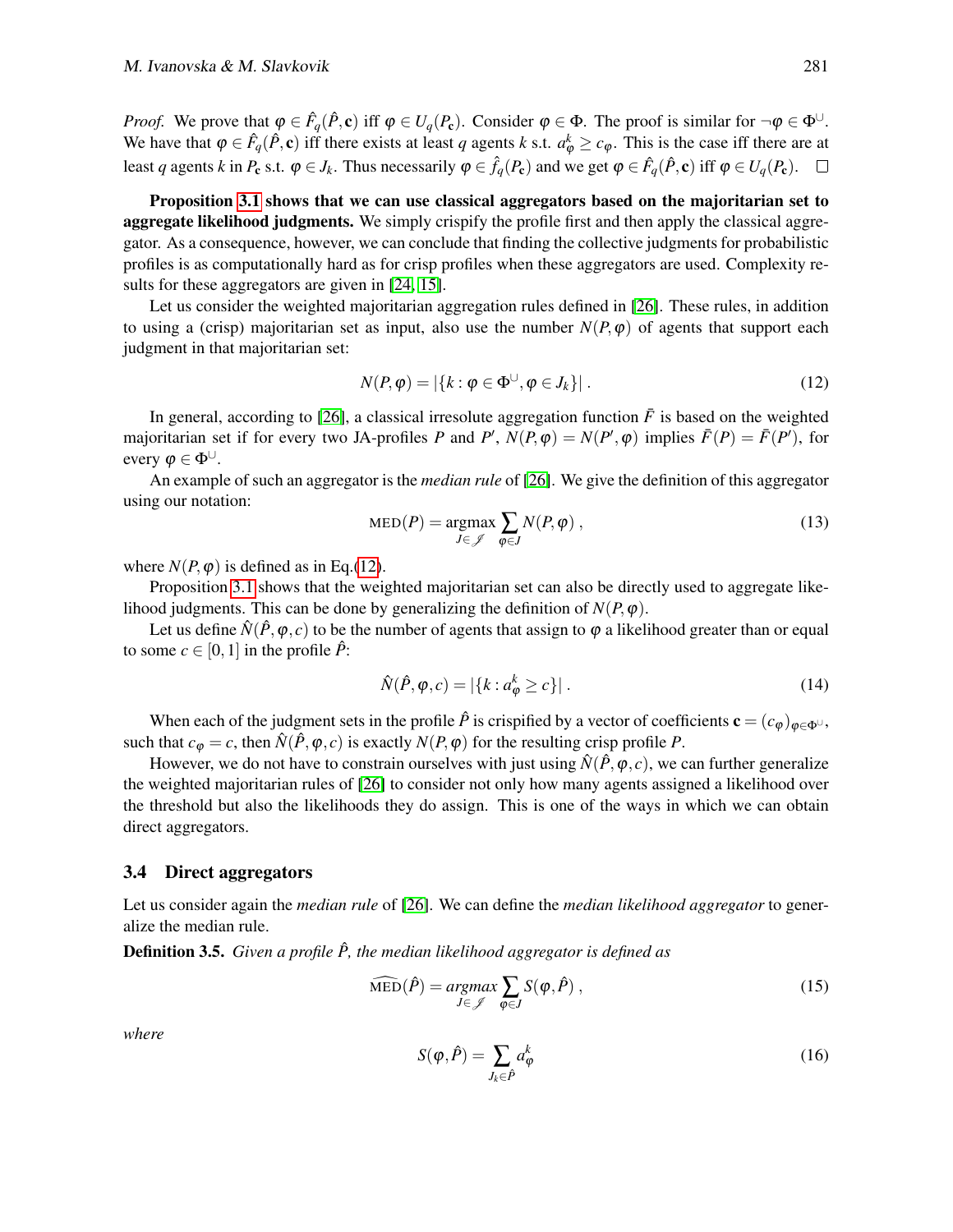*Proof.* We prove that $\varphi \in \hat{F}_q(\hat{P}, \mathbf{c})$ iff $\varphi \in U_q(P_\mathbf{c})$. Consider $\varphi \in \Phi$. The proof is similar for $\neg\varphi \in \Phi^{\cup}$. We have that $\varphi \in \hat{F}_q(\hat{P}, \mathbf{c})$ iff there exists at least $q$ agents $k$ s.t. $a^k_\varphi \geq c_\varphi$. This is the case iff there are at least $q$ agents $k$ in $P_\mathbf{c}$ s.t. $\varphi \in J_k$. Thus necessarily $\varphi \in \hat{f}_q(P_\mathbf{c})$ and we get $\varphi \in \hat{F}_q(\hat{P}, \mathbf{c})$ iff $\varphi \in U_q(P_\mathbf{c})$. □

**Proposition 3.1 shows that we can use classical aggregators based on the majoritarian set to aggregate likelihood judgments.** We simply crispify the profile first and then apply the classical aggregator. As a consequence, however, we can conclude that finding the collective judgments for probabilistic profiles is as computationally hard as for crisp profiles when these aggregators are used. Complexity results for these aggregators are given in [24, 15].

Let us consider the weighted majoritarian aggregation rules defined in [26]. These rules, in addition to using a (crisp) majoritarian set as input, also use the number $N(P, \varphi)$ of agents that support each judgment in that majoritarian set:

$$N(P, \varphi) = |\{k : \varphi \in \Phi^{\cup}, \varphi \in J_k\}| \, . \tag{12}$$

In general, according to [26], a classical irresolute aggregation function $\bar{F}$ is based on the weighted majoritarian set if for every two JA-profiles $P$ and $P'$, $N(P, \varphi) = N(P', \varphi)$ implies $\bar{F}(P) = \bar{F}(P')$, for every $\varphi \in \Phi^{\cup}$.

An example of such an aggregator is the *median rule* of [26]. We give the definition of this aggregator using our notation:

$$\text{MED}(P) = \underset{J \in \mathscr{J}}{\text{argmax}} \sum_{\varphi \in J} N(P, \varphi) \, , \tag{13}$$

where $N(P, \varphi)$ is defined as in Eq.(12).

Proposition 3.1 shows that the weighted majoritarian set can also be directly used to aggregate likelihood judgments. This can be done by generalizing the definition of $N(P, \varphi)$.

Let us define $\hat{N}(\hat{P}, \varphi, c)$ to be the number of agents that assign to $\varphi$ a likelihood greater than or equal to some $c \in [0, 1]$ in the profile $\hat{P}$:

$$\hat{N}(\hat{P}, \varphi, c) = |\{k : a^k_\varphi \geq c\}| \, . \tag{14}$$

When each of the judgment sets in the profile $\hat{P}$ is crispified by a vector of coefficients $\mathbf{c} = (c_\varphi)_{\varphi \in \Phi^{\cup}}$, such that $c_\varphi = c$, then $\hat{N}(\hat{P}, \varphi, c)$ is exactly $N(P, \varphi)$ for the resulting crisp profile $P$.

However, we do not have to constrain ourselves with just using $\hat{N}(\hat{P}, \varphi, c)$, we can further generalize the weighted majoritarian rules of [26] to consider not only how many agents assigned a likelihood over the threshold but also the likelihoods they do assign. This is one of the ways in which we can obtain direct aggregators.

### 3.4 Direct aggregators

Let us consider again the *median rule* of [26]. We can define the *median likelihood aggregator* to generalize the median rule.

**Definition 3.5.** *Given a profile $\hat{P}$, the median likelihood aggregator is defined as*

$$\widehat{\text{MED}}(\hat{P}) = \underset{J \in \mathscr{J}}{\textit{argmax}} \sum_{\varphi \in J} S(\varphi, \hat{P}) \, , \tag{15}$$

*where*

$$S(\varphi, \hat{P}) = \sum_{J_k \in \hat{P}} a^k_\varphi \tag{16}$$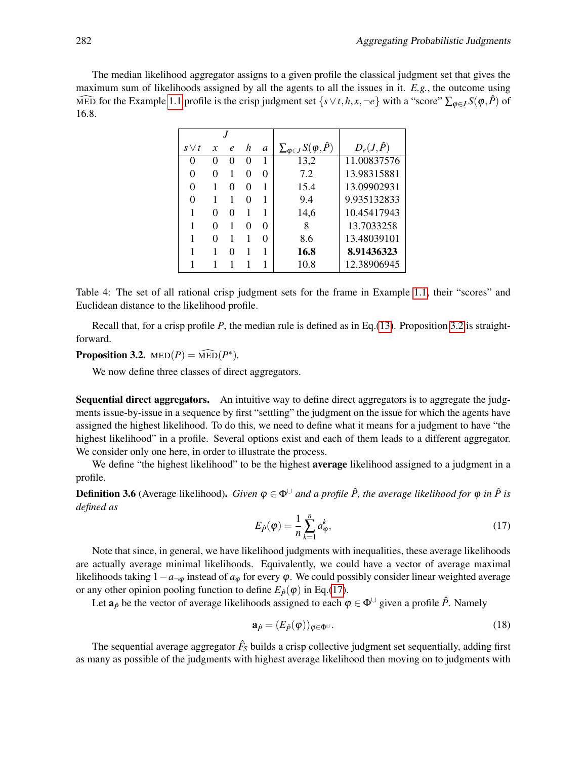The median likelihood aggregator assigns to a given profile the classical judgment set that gives the maximum sum of likelihoods assigned by all the agents to all the issues in it. *E.g.*, the outcome using $\widehat{\text{MED}}$ for the Example 1.1 profile is the crisp judgment set $\{s \vee t, h, x, \neg e\}$ with a "score" $\sum_{\varphi \in J} S(\varphi, \hat{P})$ of 16.8.

| $J$ | | | | | $\sum_{\varphi\in J} S(\varphi,\hat{P})$ | $D_e(J,\hat{P})$ |
|---|---|---|---|---|---|---|
| $s \vee t$ | $x$ | $e$ | $h$ | $a$ | | |
| 0 | 0 | 0 | 0 | 1 | 13,2 | 11.00837576 |
| 0 | 0 | 1 | 0 | 0 | 7.2 | 13.98315881 |
| 0 | 1 | 0 | 0 | 1 | 15.4 | 13.09902931 |
| 0 | 1 | 1 | 0 | 1 | 9.4 | 9.935132833 |
| 1 | 0 | 0 | 1 | 1 | 14,6 | 10.45417943 |
| 1 | 0 | 1 | 0 | 0 | 8 | 13.7033258 |
| 1 | 0 | 1 | 1 | 0 | 8.6 | 13.48039101 |
| 1 | 1 | 0 | 1 | 1 | **16.8** | **8.91436323** |
| 1 | 1 | 1 | 1 | 1 | 10.8 | 12.38906945 |

Table 4: The set of all rational crisp judgment sets for the frame in Example 1.1, their "scores" and Euclidean distance to the likelihood profile.

Recall that, for a crisp profile $P$, the median rule is defined as in Eq.(13). Proposition 3.2 is straightforward.

**Proposition 3.2.** $\text{MED}(P) = \widehat{\text{MED}}(P^*)$.

We now define three classes of direct aggregators.

**Sequential direct aggregators.** An intuitive way to define direct aggregators is to aggregate the judgments issue-by-issue in a sequence by first "settling" the judgment on the issue for which the agents have assigned the highest likelihood. To do this, we need to define what it means for a judgment to have "the highest likelihood" in a profile. Several options exist and each of them leads to a different aggregator. We consider only one here, in order to illustrate the process.

We define "the highest likelihood" to be the highest **average** likelihood assigned to a judgment in a profile.

**Definition 3.6** (Average likelihood)**.** *Given $\varphi \in \Phi^{\cup}$ and a profile $\hat{P}$, the average likelihood for $\varphi$ in $\hat{P}$ is defined as*

$$E_{\hat{P}}(\varphi) = \frac{1}{n}\sum_{k=1}^{n} a_{\varphi}^{k}, \tag{17}$$

Note that since, in general, we have likelihood judgments with inequalities, these average likelihoods are actually average minimal likelihoods. Equivalently, we could have a vector of average maximal likelihoods taking $1 - a_{\neg\varphi}$ instead of $a_{\varphi}$ for every $\varphi$. We could possibly consider linear weighted average or any other opinion pooling function to define $E_{\hat{P}}(\varphi)$ in Eq.(17).

Let $\mathbf{a}_{\hat{P}}$ be the vector of average likelihoods assigned to each $\varphi \in \Phi^{\cup}$ given a profile $\hat{P}$. Namely

$$\mathbf{a}_{\hat{P}} = (E_{\hat{P}}(\varphi))_{\varphi \in \Phi^{\cup}}. \tag{18}$$

The sequential average aggregator $\hat{F}_S$ builds a crisp collective judgment set sequentially, adding first as many as possible of the judgments with highest average likelihood then moving on to judgments with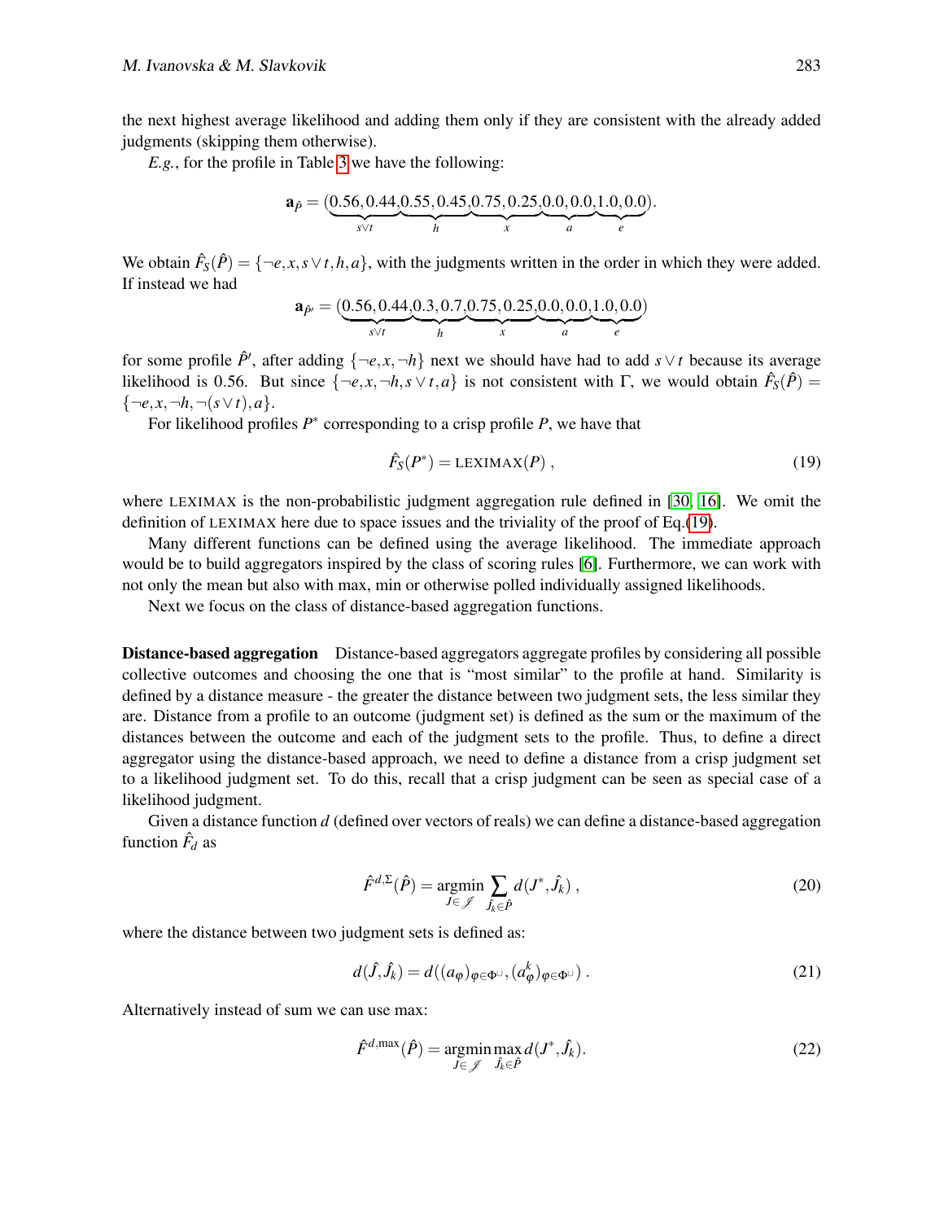the next highest average likelihood and adding them only if they are consistent with the already added judgments (skipping them otherwise).

*E.g.*, for the profile in Table 3 we have the following:

$$\mathbf{a}_{\hat{P}} = (\underbrace{0.56, 0.44}_{s\vee t}, \underbrace{0.55, 0.45}_{h}, \underbrace{0.75, 0.25}_{x}, \underbrace{0.0, 0.0}_{a}, \underbrace{1.0, 0.0}_{e}).$$

We obtain $\hat{F}_S(\hat{P}) = \{\neg e, x, s\vee t, h, a\}$, with the judgments written in the order in which they were added. If instead we had

$$\mathbf{a}_{\hat{P}'} = (\underbrace{0.56, 0.44}_{s\vee t}, \underbrace{0.3, 0.7}_{h}, \underbrace{0.75, 0.25}_{x}, \underbrace{0.0, 0.0}_{a}, \underbrace{1.0, 0.0}_{e})$$

for some profile $\hat{P}'$, after adding $\{\neg e, x, \neg h\}$ next we should have had to add $s\vee t$ because its average likelihood is 0.56. But since $\{\neg e, x, \neg h, s\vee t, a\}$ is not consistent with $\Gamma$, we would obtain $\hat{F}_S(\hat{P}) = \{\neg e, x, \neg h, \neg(s\vee t), a\}$.

For likelihood profiles $P^*$ corresponding to a crisp profile $P$, we have that

$$\hat{F}_S(P^*) = \text{LEXIMAX}(P)\,, \tag{19}$$

where LEXIMAX is the non-probabilistic judgment aggregation rule defined in [30, 16]. We omit the definition of LEXIMAX here due to space issues and the triviality of the proof of Eq.(19).

Many different functions can be defined using the average likelihood. The immediate approach would be to build aggregators inspired by the class of scoring rules [6]. Furthermore, we can work with not only the mean but also with max, min or otherwise polled individually assigned likelihoods.

Next we focus on the class of distance-based aggregation functions.

**Distance-based aggregation** Distance-based aggregators aggregate profiles by considering all possible collective outcomes and choosing the one that is "most similar" to the profile at hand. Similarity is defined by a distance measure - the greater the distance between two judgment sets, the less similar they are. Distance from a profile to an outcome (judgment set) is defined as the sum or the maximum of the distances between the outcome and each of the judgment sets to the profile. Thus, to define a direct aggregator using the distance-based approach, we need to define a distance from a crisp judgment set to a likelihood judgment set. To do this, recall that a crisp judgment can be seen as special case of a likelihood judgment.

Given a distance function $d$ (defined over vectors of reals) we can define a distance-based aggregation function $\hat{F}_d$ as

$$\hat{F}^{d,\Sigma}(\hat{P}) = \operatorname*{argmin}_{J\in\mathscr{J}} \sum_{\hat{J}_k\in\hat{P}} d(J^*, \hat{J}_k)\,, \tag{20}$$

where the distance between two judgment sets is defined as:

$$d(\hat{J}, \hat{J}_k) = d((a_\varphi)_{\varphi\in\Phi^\cup}, (a^k_\varphi)_{\varphi\in\Phi^\cup})\,. \tag{21}$$

Alternatively instead of sum we can use max:

$$\hat{F}^{d,\max}(\hat{P}) = \operatorname*{argmin}_{J\in\mathscr{J}} \max_{\hat{J}_k\in\hat{P}} d(J^*, \hat{J}_k). \tag{22}$$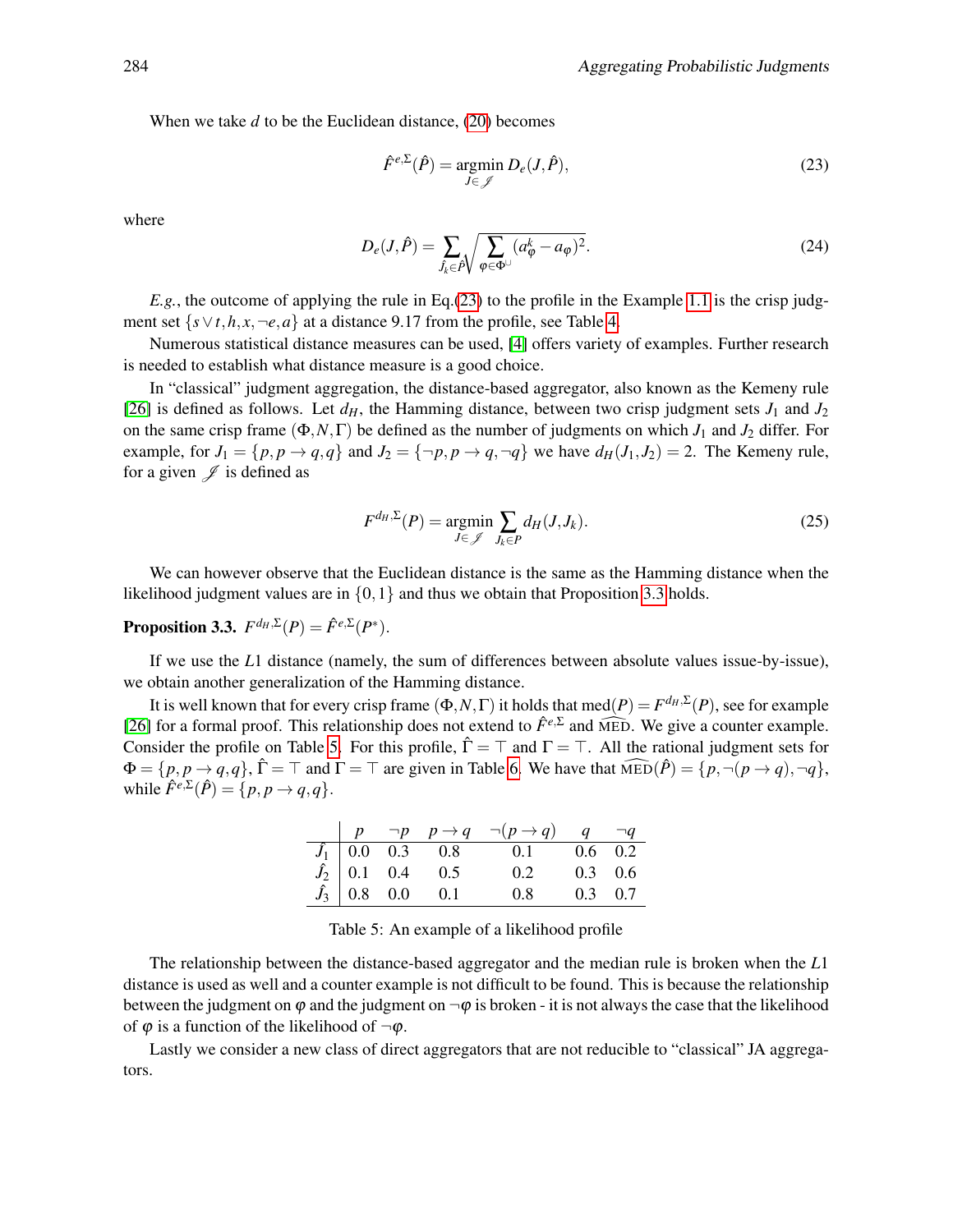When we take $d$ to be the Euclidean distance, (20) becomes

$$\hat{F}^{e,\Sigma}(\hat{P}) = \operatorname*{argmin}_{J \in \mathscr{J}} D_e(J, \hat{P}), \tag{23}$$

where

$$D_e(J, \hat{P}) = \sum_{\hat{J}_k \in \hat{P}} \sqrt{\sum_{\varphi \in \Phi^{\cup}} (a^k_\varphi - a_\varphi)^2}. \tag{24}$$

*E.g.*, the outcome of applying the rule in Eq.(23) to the profile in the Example 1.1 is the crisp judgment set $\{s \vee t, h, x, \neg e, a\}$ at a distance 9.17 from the profile, see Table 4.

Numerous statistical distance measures can be used, [4] offers variety of examples. Further research is needed to establish what distance measure is a good choice.

In "classical" judgment aggregation, the distance-based aggregator, also known as the Kemeny rule [26] is defined as follows. Let $d_H$, the Hamming distance, between two crisp judgment sets $J_1$ and $J_2$ on the same crisp frame $(\Phi, N, \Gamma)$ be defined as the number of judgments on which $J_1$ and $J_2$ differ. For example, for $J_1 = \{p, p \to q, q\}$ and $J_2 = \{\neg p, p \to q, \neg q\}$ we have $d_H(J_1, J_2) = 2$. The Kemeny rule, for a given $\mathscr{J}$ is defined as

$$F^{d_H,\Sigma}(P) = \operatorname*{argmin}_{J \in \mathscr{J}} \sum_{J_k \in P} d_H(J, J_k). \tag{25}$$

We can however observe that the Euclidean distance is the same as the Hamming distance when the likelihood judgment values are in $\{0, 1\}$ and thus we obtain that Proposition 3.3 holds.

**Proposition 3.3.** $F^{d_H,\Sigma}(P) = \hat{F}^{e,\Sigma}(P^*)$.

If we use the $L1$ distance (namely, the sum of differences between absolute values issue-by-issue), we obtain another generalization of the Hamming distance.

It is well known that for every crisp frame $(\Phi, N, \Gamma)$ it holds that $\text{med}(P) = F^{d_H,\Sigma}(P)$, see for example [26] for a formal proof. This relationship does not extend to $\hat{F}^{e,\Sigma}$ and $\widehat{\text{MED}}$. We give a counter example. Consider the profile on Table 5. For this profile, $\hat{\Gamma} = \top$ and $\Gamma = \top$. All the rational judgment sets for $\Phi = \{p, p \to q, q\}$, $\hat{\Gamma} = \top$ and $\Gamma = \top$ are given in Table 6. We have that $\widehat{\text{MED}}(\hat{P}) = \{p, \neg(p \to q), \neg q\}$, while $\hat{F}^{e,\Sigma}(\hat{P}) = \{p, p \to q, q\}$.

| | $p$ | $\neg p$ | $p \to q$ | $\neg(p \to q)$ | $q$ | $\neg q$ |
|---|---|---|---|---|---|---|
| $\hat{J}_1$ | 0.0 | 0.3 | 0.8 | 0.1 | 0.6 | 0.2 |
| $\hat{J}_2$ | 0.1 | 0.4 | 0.5 | 0.2 | 0.3 | 0.6 |
| $\hat{J}_3$ | 0.8 | 0.0 | 0.1 | 0.8 | 0.3 | 0.7 |

Table 5: An example of a likelihood profile

The relationship between the distance-based aggregator and the median rule is broken when the $L1$ distance is used as well and a counter example is not difficult to be found. This is because the relationship between the judgment on $\varphi$ and the judgment on $\neg\varphi$ is broken - it is not always the case that the likelihood of $\varphi$ is a function of the likelihood of $\neg\varphi$.

Lastly we consider a new class of direct aggregators that are not reducible to "classical" JA aggregators.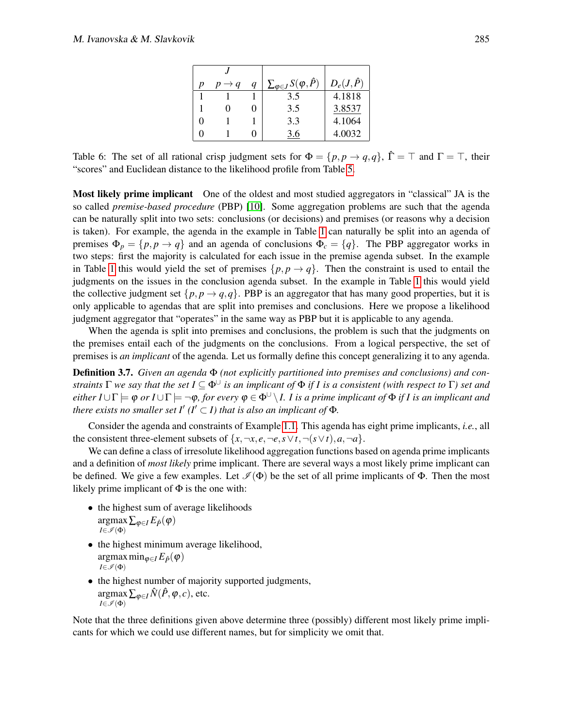| $J$ | | | $\sum_{\varphi \in J} S(\varphi, \hat{P})$ | $D_e(J, \hat{P})$ |
|---|---|---|---|---|
| $p$ | $p \to q$ | $q$ | | |
| 1 | 1 | 1 | 3.5 | 4.1818 |
| 1 | 0 | 0 | 3.5 | $\underline{3.8537}$ |
| 0 | 1 | 1 | 3.3 | 4.1064 |
| 0 | 1 | 0 | $\underline{3.6}$ | 4.0032 |

Table 6: The set of all rational crisp judgment sets for $\Phi = \{p, p \to q, q\}$, $\hat{\Gamma} = \top$ and $\Gamma = \top$, their "scores" and Euclidean distance to the likelihood profile from Table 5.

**Most likely prime implicant** One of the oldest and most studied aggregators in "classical" JA is the so called *premise-based procedure* (PBP) [10]. Some aggregation problems are such that the agenda can be naturally split into two sets: conclusions (or decisions) and premises (or reasons why a decision is taken). For example, the agenda in the example in Table 1 can naturally be split into an agenda of premises $\Phi_p = \{p, p \to q\}$ and an agenda of conclusions $\Phi_c = \{q\}$. The PBP aggregator works in two steps: first the majority is calculated for each issue in the premise agenda subset. In the example in Table 1 this would yield the set of premises $\{p, p \to q\}$. Then the constraint is used to entail the judgments on the issues in the conclusion agenda subset. In the example in Table 1 this would yield the collective judgment set $\{p, p \to q, q\}$. PBP is an aggregator that has many good properties, but it is only applicable to agendas that are split into premises and conclusions. Here we propose a likelihood judgment aggregator that "operates" in the same way as PBP but it is applicable to any agenda.

When the agenda is split into premises and conclusions, the problem is such that the judgments on the premises entail each of the judgments on the conclusions. From a logical perspective, the set of premises is *an implicant* of the agenda. Let us formally define this concept generalizing it to any agenda.

**Definition 3.7.** *Given an agenda $\Phi$ (not explicitly partitioned into premises and conclusions) and constraints $\Gamma$ we say that the set $I \subseteq \Phi^{\cup}$ is an implicant of $\Phi$ if $I$ is a consistent (with respect to $\Gamma$) set and either $I \cup \Gamma \models \varphi$ or $I \cup \Gamma \models \neg\varphi$, for every $\varphi \in \Phi^{\cup} \setminus I$. $I$ is a prime implicant of $\Phi$ if $I$ is an implicant and there exists no smaller set $I'$ ($I' \subset I$) that is also an implicant of $\Phi$.*

Consider the agenda and constraints of Example 1.1. This agenda has eight prime implicants, *i.e.*, all the consistent three-element subsets of $\{x, \neg x, e, \neg e, s \vee t, \neg(s \vee t), a, \neg a\}$.

We can define a class of irresolute likelihood aggregation functions based on agenda prime implicants and a definition of *most likely* prime implicant. There are several ways a most likely prime implicant can be defined. We give a few examples. Let $\mathscr{I}(\Phi)$ be the set of all prime implicants of $\Phi$. Then the most likely prime implicant of $\Phi$ is the one with:

- the highest sum of average likelihoods
  $\operatorname*{argmax}_{I \in \mathscr{I}(\Phi)} \sum_{\varphi \in I} E_{\hat{P}}(\varphi)$
- the highest minimum average likelihood,
  $\operatorname*{argmax}_{I \in \mathscr{I}(\Phi)} \min_{\varphi \in I} E_{\hat{P}}(\varphi)$
- the highest number of majority supported judgments,
  $\operatorname*{argmax}_{I \in \mathscr{I}(\Phi)} \sum_{\varphi \in I} \hat{N}(\hat{P}, \varphi, c)$, etc.

Note that the three definitions given above determine three (possibly) different most likely prime implicants for which we could use different names, but for simplicity we omit that.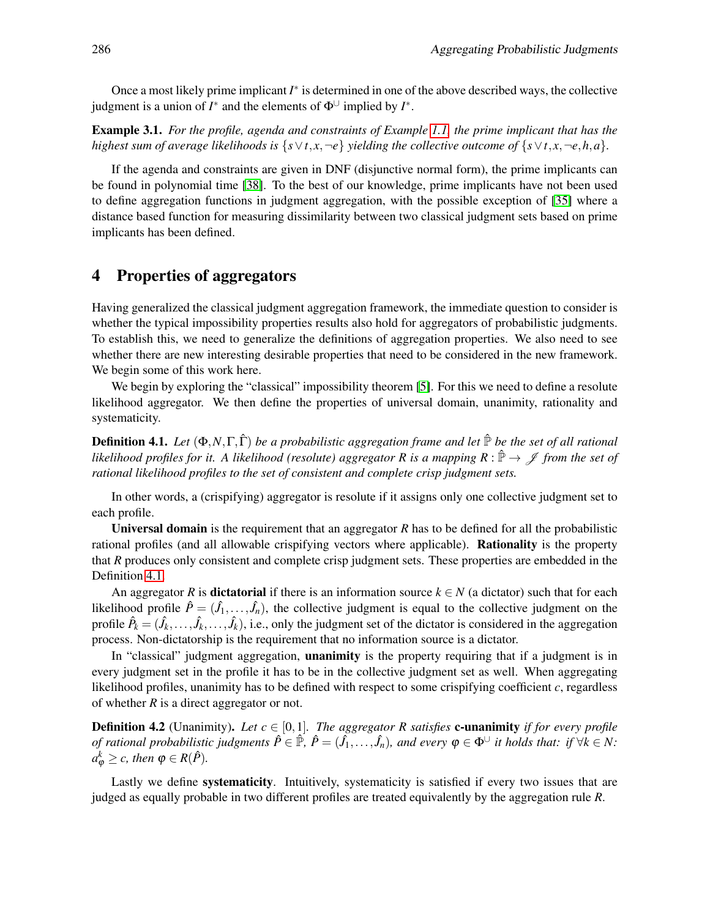Once a most likely prime implicant $I^*$ is determined in one of the above described ways, the collective judgment is a union of $I^*$ and the elements of $\Phi^{\cup}$ implied by $I^*$.

**Example 3.1.** *For the profile, agenda and constraints of Example 1.1, the prime implicant that has the highest sum of average likelihoods is $\{s \vee t, x, \neg e\}$ yielding the collective outcome of $\{s \vee t, x, \neg e, h, a\}$.*

If the agenda and constraints are given in DNF (disjunctive normal form), the prime implicants can be found in polynomial time [38]. To the best of our knowledge, prime implicants have not been used to define aggregation functions in judgment aggregation, with the possible exception of [35] where a distance based function for measuring dissimilarity between two classical judgment sets based on prime implicants has been defined.

# 4 Properties of aggregators

Having generalized the classical judgment aggregation framework, the immediate question to consider is whether the typical impossibility properties results also hold for aggregators of probabilistic judgments. To establish this, we need to generalize the definitions of aggregation properties. We also need to see whether there are new interesting desirable properties that need to be considered in the new framework. We begin some of this work here.

We begin by exploring the "classical" impossibility theorem [5]. For this we need to define a resolute likelihood aggregator. We then define the properties of universal domain, unanimity, rationality and systematicity.

**Definition 4.1.** *Let $(\Phi, N, \Gamma, \hat{\Gamma})$ be a probabilistic aggregation frame and let $\hat{\mathbb{P}}$ be the set of all rational likelihood profiles for it. A likelihood (resolute) aggregator $R$ is a mapping $R : \hat{\mathbb{P}} \to \mathscr{J}$ from the set of rational likelihood profiles to the set of consistent and complete crisp judgment sets.*

In other words, a (crispifying) aggregator is resolute if it assigns only one collective judgment set to each profile.

**Universal domain** is the requirement that an aggregator $R$ has to be defined for all the probabilistic rational profiles (and all allowable crispifying vectors where applicable). **Rationality** is the property that $R$ produces only consistent and complete crisp judgment sets. These properties are embedded in the Definition 4.1.

An aggregator $R$ is **dictatorial** if there is an information source $k \in N$ (a dictator) such that for each likelihood profile $\hat{P} = (\hat{J}_1, \ldots, \hat{J}_n)$, the collective judgment is equal to the collective judgment on the profile $\hat{P}_k = (\hat{J}_k, \ldots, \hat{J}_k, \ldots, \hat{J}_k)$, i.e., only the judgment set of the dictator is considered in the aggregation process. Non-dictatorship is the requirement that no information source is a dictator.

In "classical" judgment aggregation, **unanimity** is the property requiring that if a judgment is in every judgment set in the profile it has to be in the collective judgment set as well. When aggregating likelihood profiles, unanimity has to be defined with respect to some crispifying coefficient $c$, regardless of whether $R$ is a direct aggregator or not.

**Definition 4.2** (Unanimity)**.** *Let $c \in [0,1]$. The aggregator $R$ satisfies* **c-unanimity** *if for every profile of rational probabilistic judgments $\hat{P} \in \hat{\mathbb{P}}$, $\hat{P} = (\hat{J}_1, \ldots, \hat{J}_n)$, and every $\varphi \in \Phi^{\cup}$ it holds that: if $\forall k \in N$: $a^k_{\varphi} \geq c$, then $\varphi \in R(\hat{P})$.*

Lastly we define **systematicity**. Intuitively, systematicity is satisfied if every two issues that are judged as equally probable in two different profiles are treated equivalently by the aggregation rule $R$.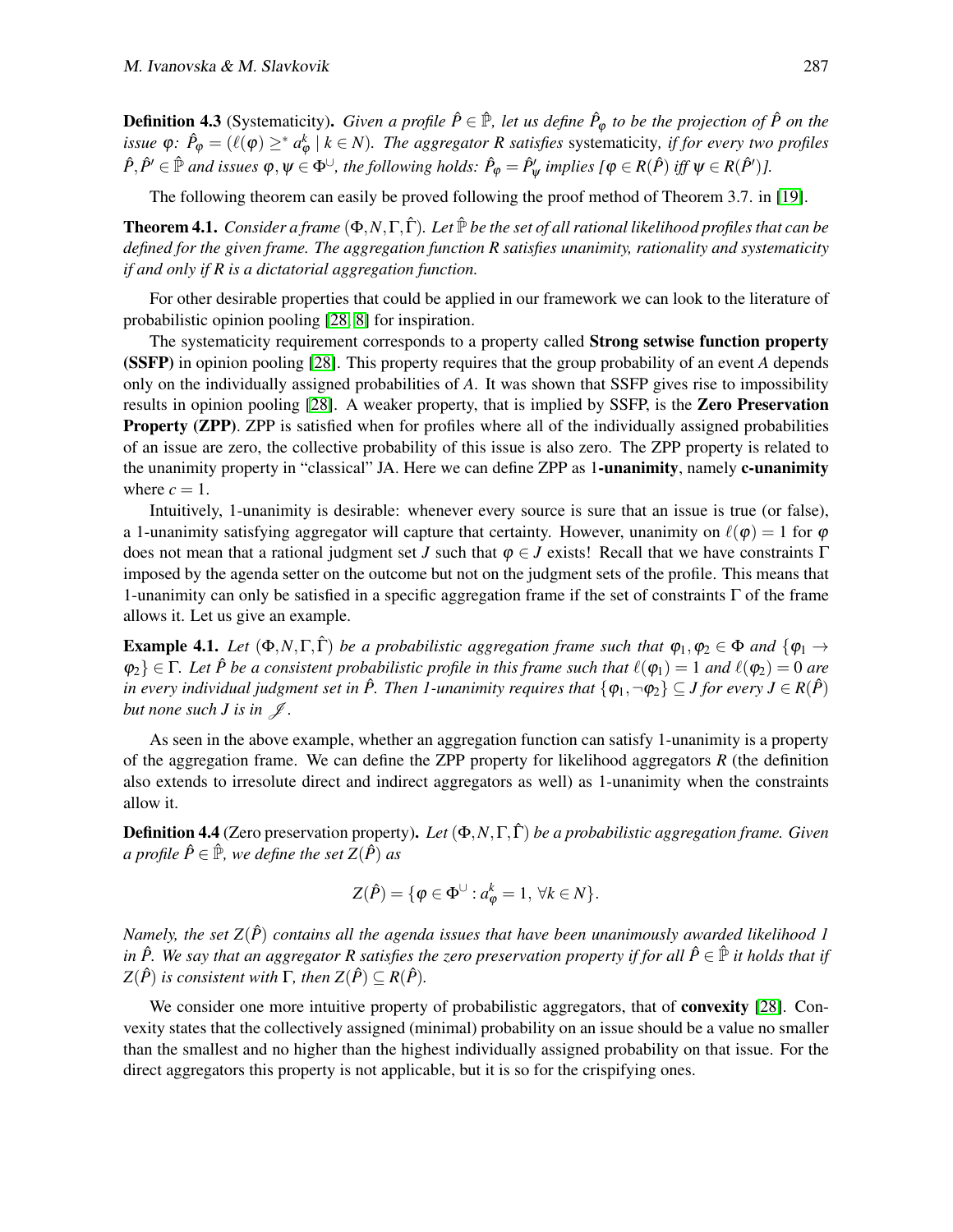**Definition 4.3** (Systematicity)**.** *Given a profile $\hat{P} \in \hat{\mathbb{P}}$, let us define $\hat{P}_\varphi$ to be the projection of $\hat{P}$ on the issue $\varphi$: $\hat{P}_\varphi = (\ell(\varphi) \geq^* a^k_\varphi \mid k \in N)$. The aggregator $R$ satisfies* systematicity*, if for every two profiles $\hat{P}, \hat{P}' \in \hat{\mathbb{P}}$ and issues $\varphi, \psi \in \Phi^\cup$, the following holds: $\hat{P}_\varphi = \hat{P}'_\psi$ implies [$\varphi \in R(\hat{P})$ iff $\psi \in R(\hat{P}')$].*

The following theorem can easily be proved following the proof method of Theorem 3.7. in [19].

**Theorem 4.1.** *Consider a frame $(\Phi, N, \Gamma, \hat{\Gamma})$. Let $\hat{\mathbb{P}}$ be the set of all rational likelihood profiles that can be defined for the given frame. The aggregation function $R$ satisfies unanimity, rationality and systematicity if and only if $R$ is a dictatorial aggregation function.*

For other desirable properties that could be applied in our framework we can look to the literature of probabilistic opinion pooling [28, 8] for inspiration.

The systematicity requirement corresponds to a property called **Strong setwise function property (SSFP)** in opinion pooling [28]. This property requires that the group probability of an event $A$ depends only on the individually assigned probabilities of $A$. It was shown that SSFP gives rise to impossibility results in opinion pooling [28]. A weaker property, that is implied by SSFP, is the **Zero Preservation Property (ZPP)**. ZPP is satisfied when for profiles where all of the individually assigned probabilities of an issue are zero, the collective probability of this issue is also zero. The ZPP property is related to the unanimity property in "classical" JA. Here we can define ZPP as **1-unanimity**, namely **c-unanimity** where $c = 1$.

Intuitively, 1-unanimity is desirable: whenever every source is sure that an issue is true (or false), a 1-unanimity satisfying aggregator will capture that certainty. However, unanimity on $\ell(\varphi) = 1$ for $\varphi$ does not mean that a rational judgment set $J$ such that $\varphi \in J$ exists! Recall that we have constraints $\Gamma$ imposed by the agenda setter on the outcome but not on the judgment sets of the profile. This means that 1-unanimity can only be satisfied in a specific aggregation frame if the set of constraints $\Gamma$ of the frame allows it. Let us give an example.

**Example 4.1.** *Let $(\Phi, N, \Gamma, \hat{\Gamma})$ be a probabilistic aggregation frame such that $\varphi_1, \varphi_2 \in \Phi$ and $\{\varphi_1 \to \varphi_2\} \in \Gamma$. Let $\hat{P}$ be a consistent probabilistic profile in this frame such that $\ell(\varphi_1) = 1$ and $\ell(\varphi_2) = 0$ are in every individual judgment set in $\hat{P}$. Then 1-unanimity requires that $\{\varphi_1, \neg\varphi_2\} \subseteq J$ for every $J \in R(\hat{P})$ but none such $J$ is in $\mathscr{J}$.*

As seen in the above example, whether an aggregation function can satisfy 1-unanimity is a property of the aggregation frame. We can define the ZPP property for likelihood aggregators $R$ (the definition also extends to irresolute direct and indirect aggregators as well) as 1-unanimity when the constraints allow it.

**Definition 4.4** (Zero preservation property)**.** *Let $(\Phi, N, \Gamma, \hat{\Gamma})$ be a probabilistic aggregation frame. Given a profile $\hat{P} \in \hat{\mathbb{P}}$, we define the set $Z(\hat{P})$ as*

$$Z(\hat{P}) = \{\varphi \in \Phi^\cup : a^k_\varphi = 1, \ \forall k \in N\}.$$

*Namely, the set $Z(\hat{P})$ contains all the agenda issues that have been unanimously awarded likelihood 1 in $\hat{P}$. We say that an aggregator $R$ satisfies the zero preservation property if for all $\hat{P} \in \hat{\mathbb{P}}$ it holds that if $Z(\hat{P})$ is consistent with $\Gamma$, then $Z(\hat{P}) \subseteq R(\hat{P})$.*

We consider one more intuitive property of probabilistic aggregators, that of **convexity** [28]. Convexity states that the collectively assigned (minimal) probability on an issue should be a value no smaller than the smallest and no higher than the highest individually assigned probability on that issue. For the direct aggregators this property is not applicable, but it is so for the crispifying ones.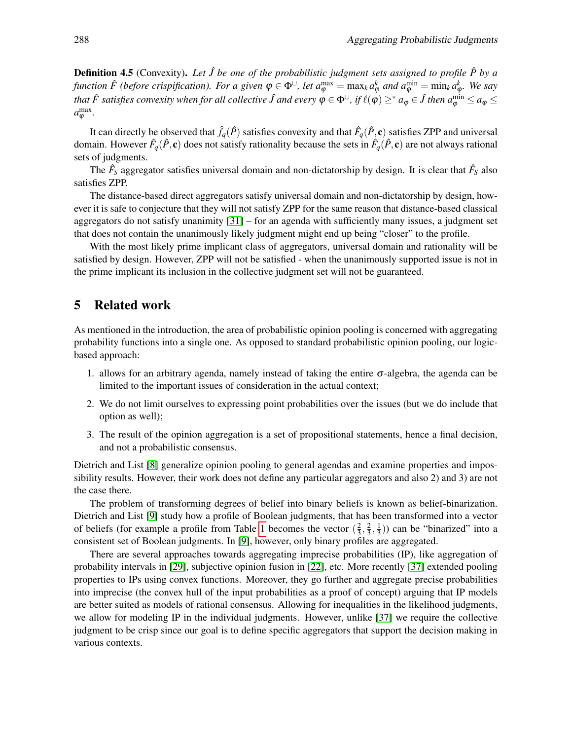**Definition 4.5** (Convexity). *Let $\hat{J}$ be one of the probabilistic judgment sets assigned to profile $\hat{P}$ by a function $\hat{F}$ (before crispification). For a given $\varphi \in \Phi^{\cup}$, let $a_{\varphi}^{\max} = \max_k a_{\varphi}^k$ and $a_{\varphi}^{\min} = \min_k a_{\varphi}^k$. We say that $\hat{F}$ satisfies convexity when for all collective $\hat{J}$ and every $\varphi \in \Phi^{\cup}$, if $\ell(\varphi) \geq^* a_{\varphi} \in \hat{J}$ then $a_{\varphi}^{\min} \leq a_{\varphi} \leq a_{\varphi}^{\max}$.*

It can directly be observed that $\hat{f}_q(\hat{P})$ satisfies convexity and that $\hat{F}_q(\hat{P}, \mathbf{c})$ satisfies ZPP and universal domain. However $\hat{F}_q(\hat{P}, \mathbf{c})$ does not satisfy rationality because the sets in $\hat{F}_q(\hat{P}, \mathbf{c})$ are not always rational sets of judgments.

The $\hat{F}_S$ aggregator satisfies universal domain and non-dictatorship by design. It is clear that $\hat{F}_S$ also satisfies ZPP.

The distance-based direct aggregators satisfy universal domain and non-dictatorship by design, however it is safe to conjecture that they will not satisfy ZPP for the same reason that distance-based classical aggregators do not satisfy unanimity [31] – for an agenda with sufficiently many issues, a judgment set that does not contain the unanimously likely judgment might end up being "closer" to the profile.

With the most likely prime implicant class of aggregators, universal domain and rationality will be satisfied by design. However, ZPP will not be satisfied - when the unanimously supported issue is not in the prime implicant its inclusion in the collective judgment set will not be guaranteed.

## 5 Related work

As mentioned in the introduction, the area of probabilistic opinion pooling is concerned with aggregating probability functions into a single one. As opposed to standard probabilistic opinion pooling, our logic-based approach:

1. allows for an arbitrary agenda, namely instead of taking the entire $\sigma$-algebra, the agenda can be limited to the important issues of consideration in the actual context;
2. We do not limit ourselves to expressing point probabilities over the issues (but we do include that option as well);
3. The result of the opinion aggregation is a set of propositional statements, hence a final decision, and not a probabilistic consensus.

Dietrich and List [8] generalize opinion pooling to general agendas and examine properties and impossibility results. However, their work does not define any particular aggregators and also 2) and 3) are not the case there.

The problem of transforming degrees of belief into binary beliefs is known as belief-binarization. Dietrich and List [9] study how a profile of Boolean judgments, that has been transformed into a vector of beliefs (for example a profile from Table 1 becomes the vector $(\frac{2}{3}, \frac{2}{3}, \frac{1}{3})$) can be "binarized" into a consistent set of Boolean judgments. In [9], however, only binary profiles are aggregated.

There are several approaches towards aggregating imprecise probabilities (IP), like aggregation of probability intervals in [29], subjective opinion fusion in [22], etc. More recently [37] extended pooling properties to IPs using convex functions. Moreover, they go further and aggregate precise probabilities into imprecise (the convex hull of the input probabilities as a proof of concept) arguing that IP models are better suited as models of rational consensus. Allowing for inequalities in the likelihood judgments, we allow for modeling IP in the individual judgments. However, unlike [37] we require the collective judgment to be crisp since our goal is to define specific aggregators that support the decision making in various contexts.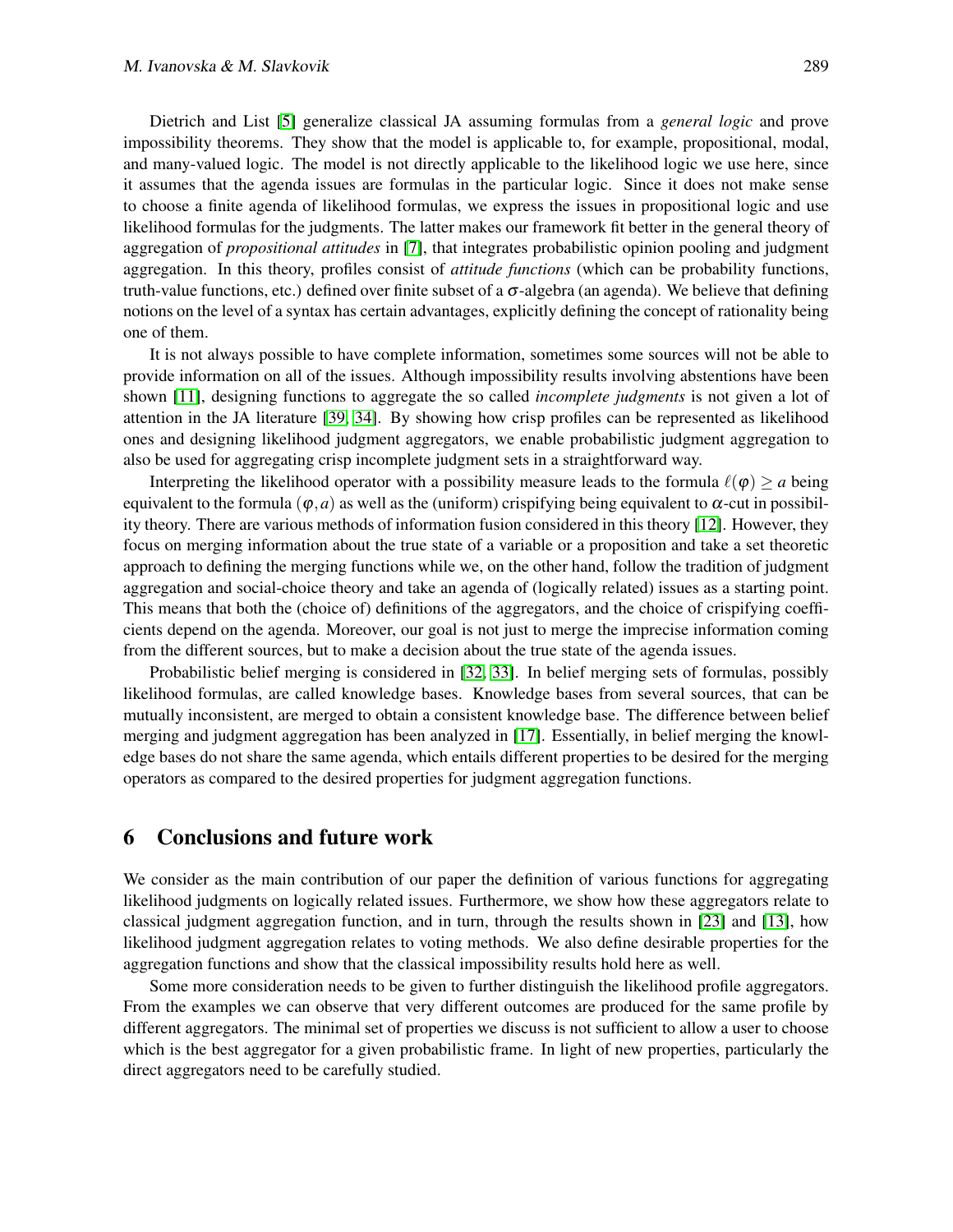Dietrich and List [5] generalize classical JA assuming formulas from a *general logic* and prove impossibility theorems. They show that the model is applicable to, for example, propositional, modal, and many-valued logic. The model is not directly applicable to the likelihood logic we use here, since it assumes that the agenda issues are formulas in the particular logic. Since it does not make sense to choose a finite agenda of likelihood formulas, we express the issues in propositional logic and use likelihood formulas for the judgments. The latter makes our framework fit better in the general theory of aggregation of *propositional attitudes* in [7], that integrates probabilistic opinion pooling and judgment aggregation. In this theory, profiles consist of *attitude functions* (which can be probability functions, truth-value functions, etc.) defined over finite subset of a $\sigma$-algebra (an agenda). We believe that defining notions on the level of a syntax has certain advantages, explicitly defining the concept of rationality being one of them.

It is not always possible to have complete information, sometimes some sources will not be able to provide information on all of the issues. Although impossibility results involving abstentions have been shown [11], designing functions to aggregate the so called *incomplete judgments* is not given a lot of attention in the JA literature [39, 34]. By showing how crisp profiles can be represented as likelihood ones and designing likelihood judgment aggregators, we enable probabilistic judgment aggregation to also be used for aggregating crisp incomplete judgment sets in a straightforward way.

Interpreting the likelihood operator with a possibility measure leads to the formula $\ell(\varphi) \geq a$ being equivalent to the formula $(\varphi, a)$ as well as the (uniform) crispifying being equivalent to $\alpha$-cut in possibility theory. There are various methods of information fusion considered in this theory [12]. However, they focus on merging information about the true state of a variable or a proposition and take a set theoretic approach to defining the merging functions while we, on the other hand, follow the tradition of judgment aggregation and social-choice theory and take an agenda of (logically related) issues as a starting point. This means that both the (choice of) definitions of the aggregators, and the choice of crispifying coefficients depend on the agenda. Moreover, our goal is not just to merge the imprecise information coming from the different sources, but to make a decision about the true state of the agenda issues.

Probabilistic belief merging is considered in [32, 33]. In belief merging sets of formulas, possibly likelihood formulas, are called knowledge bases. Knowledge bases from several sources, that can be mutually inconsistent, are merged to obtain a consistent knowledge base. The difference between belief merging and judgment aggregation has been analyzed in [17]. Essentially, in belief merging the knowledge bases do not share the same agenda, which entails different properties to be desired for the merging operators as compared to the desired properties for judgment aggregation functions.

## 6 Conclusions and future work

We consider as the main contribution of our paper the definition of various functions for aggregating likelihood judgments on logically related issues. Furthermore, we show how these aggregators relate to classical judgment aggregation function, and in turn, through the results shown in [23] and [13], how likelihood judgment aggregation relates to voting methods. We also define desirable properties for the aggregation functions and show that the classical impossibility results hold here as well.

Some more consideration needs to be given to further distinguish the likelihood profile aggregators. From the examples we can observe that very different outcomes are produced for the same profile by different aggregators. The minimal set of properties we discuss is not sufficient to allow a user to choose which is the best aggregator for a given probabilistic frame. In light of new properties, particularly the direct aggregators need to be carefully studied.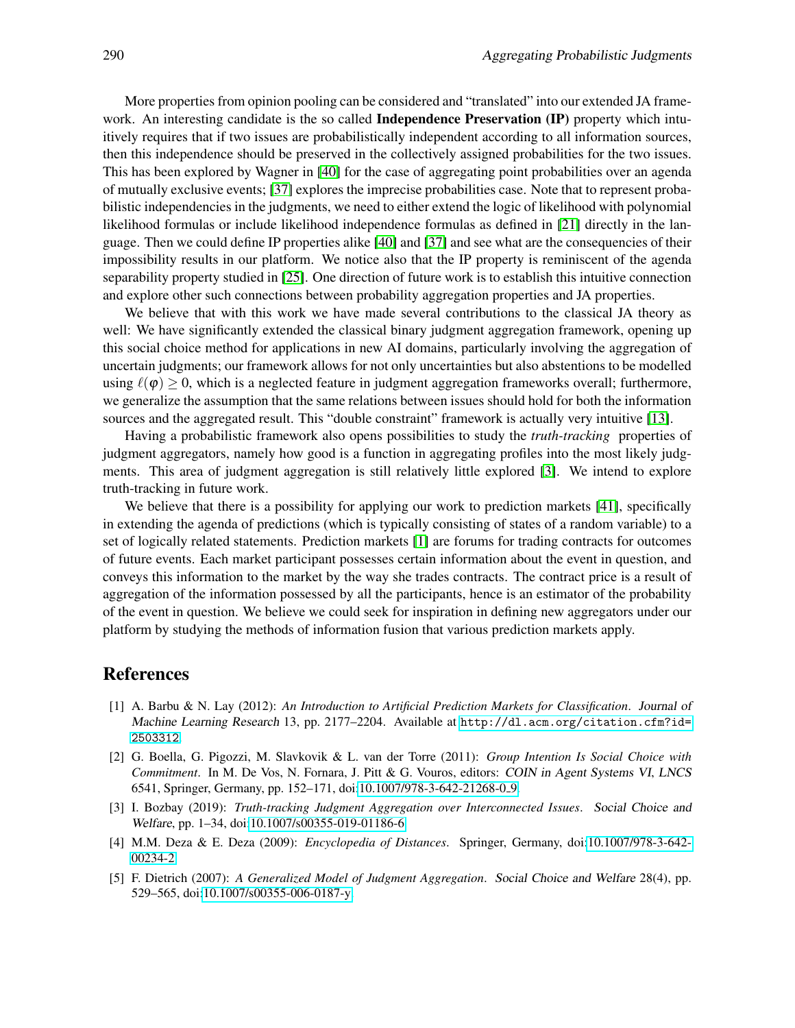More properties from opinion pooling can be considered and "translated" into our extended JA framework. An interesting candidate is the so called **Independence Preservation (IP)** property which intuitively requires that if two issues are probabilistically independent according to all information sources, then this independence should be preserved in the collectively assigned probabilities for the two issues. This has been explored by Wagner in [40] for the case of aggregating point probabilities over an agenda of mutually exclusive events; [37] explores the imprecise probabilities case. Note that to represent probabilistic independencies in the judgments, we need to either extend the logic of likelihood with polynomial likelihood formulas or include likelihood independence formulas as defined in [21] directly in the language. Then we could define IP properties alike [40] and [37] and see what are the consequencies of their impossibility results in our platform. We notice also that the IP property is reminiscent of the agenda separability property studied in [25]. One direction of future work is to establish this intuitive connection and explore other such connections between probability aggregation properties and JA properties.

We believe that with this work we have made several contributions to the classical JA theory as well: We have significantly extended the classical binary judgment aggregation framework, opening up this social choice method for applications in new AI domains, particularly involving the aggregation of uncertain judgments; our framework allows for not only uncertainties but also abstentions to be modelled using $\ell(\varphi) \geq 0$, which is a neglected feature in judgment aggregation frameworks overall; furthermore, we generalize the assumption that the same relations between issues should hold for both the information sources and the aggregated result. This "double constraint" framework is actually very intuitive [13].

Having a probabilistic framework also opens possibilities to study the *truth-tracking* properties of judgment aggregators, namely how good is a function in aggregating profiles into the most likely judgments. This area of judgment aggregation is still relatively little explored [3]. We intend to explore truth-tracking in future work.

We believe that there is a possibility for applying our work to prediction markets [41], specifically in extending the agenda of predictions (which is typically consisting of states of a random variable) to a set of logically related statements. Prediction markets [1] are forums for trading contracts for outcomes of future events. Each market participant possesses certain information about the event in question, and conveys this information to the market by the way she trades contracts. The contract price is a result of aggregation of the information possessed by all the participants, hence is an estimator of the probability of the event in question. We believe we could seek for inspiration in defining new aggregators under our platform by studying the methods of information fusion that various prediction markets apply.

## References

[1] A. Barbu & N. Lay (2012): *An Introduction to Artificial Prediction Markets for Classification*. Journal of Machine Learning Research 13, pp. 2177–2204. Available at `http://dl.acm.org/citation.cfm?id=2503312`.

[2] G. Boella, G. Pigozzi, M. Slavkovik & L. van der Torre (2011): *Group Intention Is Social Choice with Commitment*. In M. De Vos, N. Fornara, J. Pitt & G. Vouros, editors: COIN in Agent Systems VI, LNCS 6541, Springer, Germany, pp. 152–171, doi:10.1007/978-3-642-21268-0_9.

[3] I. Bozbay (2019): *Truth-tracking Judgment Aggregation over Interconnected Issues*. Social Choice and Welfare, pp. 1–34, doi:10.1007/s00355-019-01186-6.

[4] M.M. Deza & E. Deza (2009): *Encyclopedia of Distances*. Springer, Germany, doi:10.1007/978-3-642-00234-2.

[5] F. Dietrich (2007): *A Generalized Model of Judgment Aggregation*. Social Choice and Welfare 28(4), pp. 529–565, doi:10.1007/s00355-006-0187-y.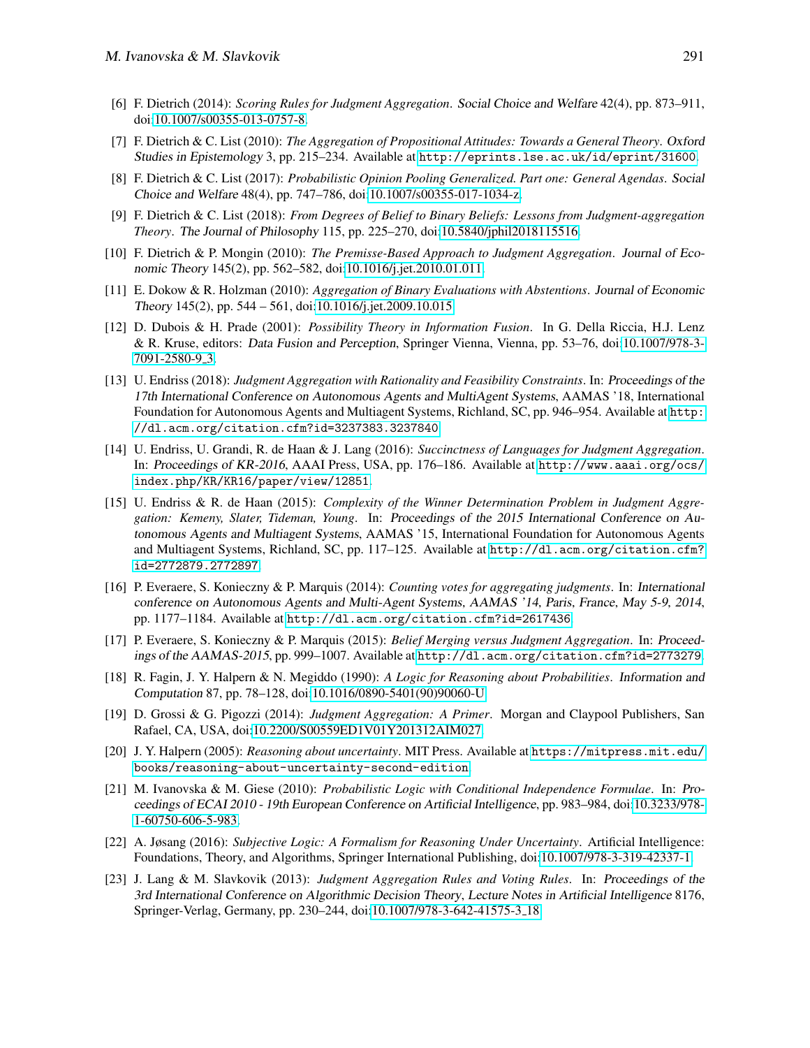[6] F. Dietrich (2014): *Scoring Rules for Judgment Aggregation*. Social Choice and Welfare 42(4), pp. 873–911, doi:10.1007/s00355-013-0757-8.

[7] F. Dietrich & C. List (2010): *The Aggregation of Propositional Attitudes: Towards a General Theory*. Oxford Studies in Epistemology 3, pp. 215–234. Available at `http://eprints.lse.ac.uk/id/eprint/31600`.

[8] F. Dietrich & C. List (2017): *Probabilistic Opinion Pooling Generalized. Part one: General Agendas*. Social Choice and Welfare 48(4), pp. 747–786, doi:10.1007/s00355-017-1034-z.

[9] F. Dietrich & C. List (2018): *From Degrees of Belief to Binary Beliefs: Lessons from Judgment-aggregation Theory*. The Journal of Philosophy 115, pp. 225–270, doi:10.5840/jphil2018115516.

[10] F. Dietrich & P. Mongin (2010): *The Premisse-Based Approach to Judgment Aggregation*. Journal of Economic Theory 145(2), pp. 562–582, doi:10.1016/j.jet.2010.01.011.

[11] E. Dokow & R. Holzman (2010): *Aggregation of Binary Evaluations with Abstentions*. Journal of Economic Theory 145(2), pp. 544 – 561, doi:10.1016/j.jet.2009.10.015.

[12] D. Dubois & H. Prade (2001): *Possibility Theory in Information Fusion*. In G. Della Riccia, H.J. Lenz & R. Kruse, editors: Data Fusion and Perception, Springer Vienna, Vienna, pp. 53–76, doi:10.1007/978-3-7091-2580-9_3.

[13] U. Endriss (2018): *Judgment Aggregation with Rationality and Feasibility Constraints*. In: Proceedings of the 17th International Conference on Autonomous Agents and MultiAgent Systems, AAMAS '18, International Foundation for Autonomous Agents and Multiagent Systems, Richland, SC, pp. 946–954. Available at `http://dl.acm.org/citation.cfm?id=3237383.3237840`.

[14] U. Endriss, U. Grandi, R. de Haan & J. Lang (2016): *Succinctness of Languages for Judgment Aggregation*. In: Proceedings of KR-2016, AAAI Press, USA, pp. 176–186. Available at `http://www.aaai.org/ocs/index.php/KR/KR16/paper/view/12851`.

[15] U. Endriss & R. de Haan (2015): *Complexity of the Winner Determination Problem in Judgment Aggregation: Kemeny, Slater, Tideman, Young*. In: Proceedings of the 2015 International Conference on Autonomous Agents and Multiagent Systems, AAMAS '15, International Foundation for Autonomous Agents and Multiagent Systems, Richland, SC, pp. 117–125. Available at `http://dl.acm.org/citation.cfm?id=2772879.2772897`.

[16] P. Everaere, S. Konieczny & P. Marquis (2014): *Counting votes for aggregating judgments*. In: International conference on Autonomous Agents and Multi-Agent Systems, AAMAS '14, Paris, France, May 5-9, 2014, pp. 1177–1184. Available at `http://dl.acm.org/citation.cfm?id=2617436`.

[17] P. Everaere, S. Konieczny & P. Marquis (2015): *Belief Merging versus Judgment Aggregation*. In: Proceedings of the AAMAS-2015, pp. 999–1007. Available at `http://dl.acm.org/citation.cfm?id=2773279`.

[18] R. Fagin, J. Y. Halpern & N. Megiddo (1990): *A Logic for Reasoning about Probabilities*. Information and Computation 87, pp. 78–128, doi:10.1016/0890-5401(90)90060-U.

[19] D. Grossi & G. Pigozzi (2014): *Judgment Aggregation: A Primer*. Morgan and Claypool Publishers, San Rafael, CA, USA, doi:10.2200/S00559ED1V01Y201312AIM027.

[20] J. Y. Halpern (2005): *Reasoning about uncertainty*. MIT Press. Available at `https://mitpress.mit.edu/books/reasoning-about-uncertainty-second-edition`.

[21] M. Ivanovska & M. Giese (2010): *Probabilistic Logic with Conditional Independence Formulae*. In: Proceedings of ECAI 2010 - 19th European Conference on Artificial Intelligence, pp. 983–984, doi:10.3233/978-1-60750-606-5-983.

[22] A. Jøsang (2016): *Subjective Logic: A Formalism for Reasoning Under Uncertainty*. Artificial Intelligence: Foundations, Theory, and Algorithms, Springer International Publishing, doi:10.1007/978-3-319-42337-1.

[23] J. Lang & M. Slavkovik (2013): *Judgment Aggregation Rules and Voting Rules*. In: Proceedings of the 3rd International Conference on Algorithmic Decision Theory, Lecture Notes in Artificial Intelligence 8176, Springer-Verlag, Germany, pp. 230–244, doi:10.1007/978-3-642-41575-3_18.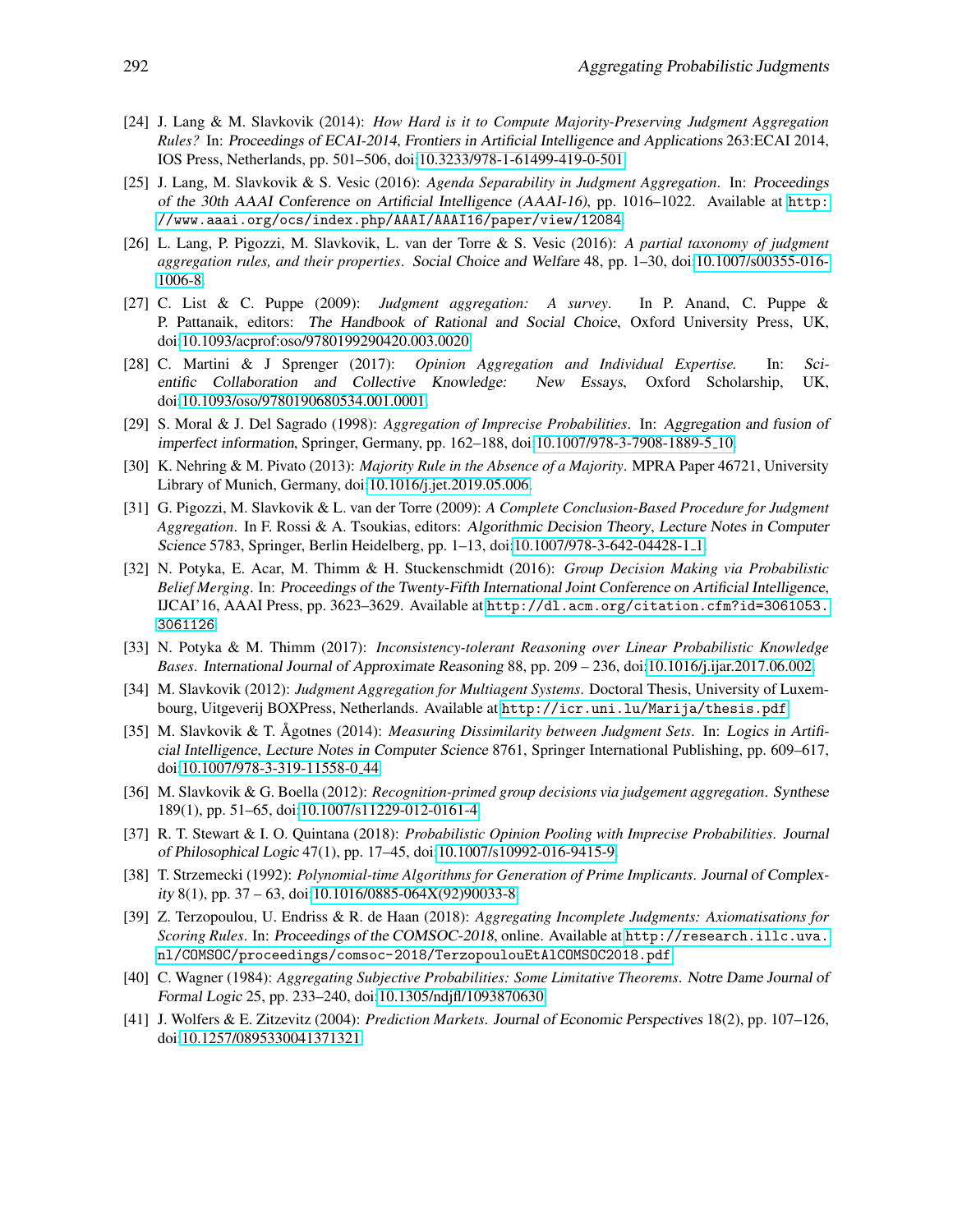[24] J. Lang & M. Slavkovik (2014): *How Hard is it to Compute Majority-Preserving Judgment Aggregation Rules?* In: Proceedings of ECAI-2014, Frontiers in Artificial Intelligence and Applications 263:ECAI 2014, IOS Press, Netherlands, pp. 501–506, doi:10.3233/978-1-61499-419-0-501.

[25] J. Lang, M. Slavkovik & S. Vesic (2016): *Agenda Separability in Judgment Aggregation*. In: Proceedings of the 30th AAAI Conference on Artificial Intelligence (AAAI-16), pp. 1016–1022. Available at `http://www.aaai.org/ocs/index.php/AAAI/AAAI16/paper/view/12084`.

[26] L. Lang, P. Pigozzi, M. Slavkovik, L. van der Torre & S. Vesic (2016): *A partial taxonomy of judgment aggregation rules, and their properties*. Social Choice and Welfare 48, pp. 1–30, doi:10.1007/s00355-016-1006-8.

[27] C. List & C. Puppe (2009): *Judgment aggregation: A survey*. In P. Anand, C. Puppe & P. Pattanaik, editors: The Handbook of Rational and Social Choice, Oxford University Press, UK, doi:10.1093/acprof:oso/9780199290420.003.0020.

[28] C. Martini & J Sprenger (2017): *Opinion Aggregation and Individual Expertise*. In: Scientific Collaboration and Collective Knowledge: New Essays, Oxford Scholarship, UK, doi:10.1093/oso/9780190680534.001.0001.

[29] S. Moral & J. Del Sagrado (1998): *Aggregation of Imprecise Probabilities*. In: Aggregation and fusion of imperfect information, Springer, Germany, pp. 162–188, doi:10.1007/978-3-7908-1889-5_10.

[30] K. Nehring & M. Pivato (2013): *Majority Rule in the Absence of a Majority*. MPRA Paper 46721, University Library of Munich, Germany, doi:10.1016/j.jet.2019.05.006.

[31] G. Pigozzi, M. Slavkovik & L. van der Torre (2009): *A Complete Conclusion-Based Procedure for Judgment Aggregation*. In F. Rossi & A. Tsoukias, editors: Algorithmic Decision Theory, Lecture Notes in Computer Science 5783, Springer, Berlin Heidelberg, pp. 1–13, doi:10.1007/978-3-642-04428-1_1.

[32] N. Potyka, E. Acar, M. Thimm & H. Stuckenschmidt (2016): *Group Decision Making via Probabilistic Belief Merging*. In: Proceedings of the Twenty-Fifth International Joint Conference on Artificial Intelligence, IJCAI'16, AAAI Press, pp. 3623–3629. Available at `http://dl.acm.org/citation.cfm?id=3061053.3061126`.

[33] N. Potyka & M. Thimm (2017): *Inconsistency-tolerant Reasoning over Linear Probabilistic Knowledge Bases*. International Journal of Approximate Reasoning 88, pp. 209 – 236, doi:10.1016/j.ijar.2017.06.002.

[34] M. Slavkovik (2012): *Judgment Aggregation for Multiagent Systems*. Doctoral Thesis, University of Luxembourg, Uitgeverij BOXPress, Netherlands. Available at `http://icr.uni.lu/Marija/thesis.pdf`.

[35] M. Slavkovik & T. Ågotnes (2014): *Measuring Dissimilarity between Judgment Sets*. In: Logics in Artificial Intelligence, Lecture Notes in Computer Science 8761, Springer International Publishing, pp. 609–617, doi:10.1007/978-3-319-11558-0_44.

[36] M. Slavkovik & G. Boella (2012): *Recognition-primed group decisions via judgement aggregation*. Synthese 189(1), pp. 51–65, doi:10.1007/s11229-012-0161-4.

[37] R. T. Stewart & I. O. Quintana (2018): *Probabilistic Opinion Pooling with Imprecise Probabilities*. Journal of Philosophical Logic 47(1), pp. 17–45, doi:10.1007/s10992-016-9415-9.

[38] T. Strzemecki (1992): *Polynomial-time Algorithms for Generation of Prime Implicants*. Journal of Complexity 8(1), pp. 37 – 63, doi:10.1016/0885-064X(92)90033-8.

[39] Z. Terzopoulou, U. Endriss & R. de Haan (2018): *Aggregating Incomplete Judgments: Axiomatisations for Scoring Rules*. In: Proceedings of the COMSOC-2018, online. Available at `http://research.illc.uva.nl/COMSOC/proceedings/comsoc-2018/TerzopoulouEtAlCOMSOC2018.pdf`.

[40] C. Wagner (1984): *Aggregating Subjective Probabilities: Some Limitative Theorems*. Notre Dame Journal of Formal Logic 25, pp. 233–240, doi:10.1305/ndjfl/1093870630.

[41] J. Wolfers & E. Zitzevitz (2004): *Prediction Markets*. Journal of Economic Perspectives 18(2), pp. 107–126, doi:10.1257/0895330041371321.